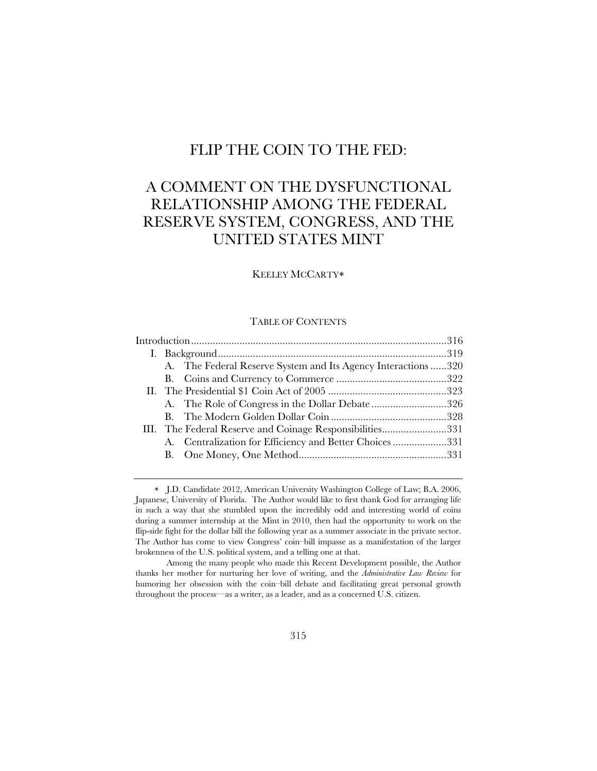# FLIP THE COIN TO THE FED:

# A COMMENT ON THE DYSFUNCTIONAL RELATIONSHIP AMONG THE FEDERAL RESERVE SYSTEM, CONGRESS, AND THE UNITED STATES MINT

KEELEY MCCARTY*

TABLE OF CONTENTS

| | Page |
|---|---|
| Introduction | 316 |
| I. Background | 319 |
| A. The Federal Reserve System and Its Agency Interactions | 320 |
| B. Coins and Currency to Commerce | 322 |
| II. The Presidential $1 Coin Act of 2005 | 323 |
| A. The Role of Congress in the Dollar Debate | 326 |
| B. The Modern Golden Dollar Coin | 328 |
| III. The Federal Reserve and Coinage Responsibilities | 331 |
| A. Centralization for Efficiency and Better Choices | 331 |
| B. One Money, One Method | 331 |

---

\* J.D. Candidate 2012, American University Washington College of Law; B.A. 2006, Japanese, University of Florida. The Author would like to first thank God for arranging life in such a way that she stumbled upon the incredibly odd and interesting world of coins during a summer internship at the Mint in 2010, then had the opportunity to work on the flip-side fight for the dollar bill the following year as a summer associate in the private sector. The Author has come to view Congress' coin–bill impasse as a manifestation of the larger brokenness of the U.S. political system, and a telling one at that.

Among the many people who made this Recent Development possible, the Author thanks her mother for nurturing her love of writing, and the *Administrative Law Review* for humoring her obsession with the coin–bill debate and facilitating great personal growth throughout the process—as a writer, as a leader, and as a concerned U.S. citizen.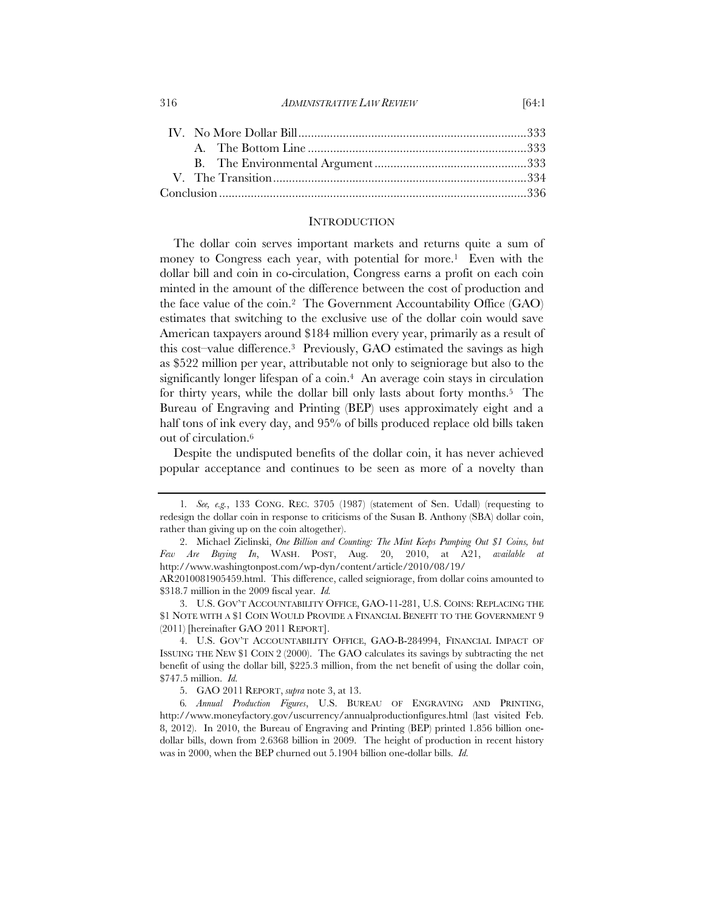IV. No More Dollar Bill........................................................................333
  A. The Bottom Line.....................................................................333
  B. The Environmental Argument................................................333
V. The Transition................................................................................334
Conclusion...................................................................................................336

## INTRODUCTION

The dollar coin serves important markets and returns quite a sum of money to Congress each year, with potential for more.[1] Even with the dollar bill and coin in co-circulation, Congress earns a profit on each coin minted in the amount of the difference between the cost of production and the face value of the coin.[2] The Government Accountability Office (GAO) estimates that switching to the exclusive use of the dollar coin would save American taxpayers around $184 million every year, primarily as a result of this cost–value difference.[3] Previously, GAO estimated the savings as high as $522 million per year, attributable not only to seigniorage but also to the significantly longer lifespan of a coin.[4] An average coin stays in circulation for thirty years, while the dollar bill only lasts about forty months.[5] The Bureau of Engraving and Printing (BEP) uses approximately eight and a half tons of ink every day, and 95% of bills produced replace old bills taken out of circulation.[6]

Despite the undisputed benefits of the dollar coin, it has never achieved popular acceptance and continues to be seen as more of a novelty than

---

1. *See, e.g.*, 133 CONG. REC. 3705 (1987) (statement of Sen. Udall) (requesting to redesign the dollar coin in response to criticisms of the Susan B. Anthony (SBA) dollar coin, rather than giving up on the coin altogether).

2. Michael Zielinski, *One Billion and Counting: The Mint Keeps Pumping Out $1 Coins, but Few Are Buying In*, WASH. POST, Aug. 20, 2010, at A21, *available at* http://www.washingtonpost.com/wp-dyn/content/article/2010/08/19/AR2010081905459.html. This difference, called seigniorage, from dollar coins amounted to $318.7 million in the 2009 fiscal year. *Id.*

3. U.S. GOV'T ACCOUNTABILITY OFFICE, GAO-11-281, U.S. COINS: REPLACING THE $1 NOTE WITH A $1 COIN WOULD PROVIDE A FINANCIAL BENEFIT TO THE GOVERNMENT 9 (2011) [hereinafter GAO 2011 REPORT].

4. U.S. GOV'T ACCOUNTABILITY OFFICE, GAO-B-284994, FINANCIAL IMPACT OF ISSUING THE NEW $1 COIN 2 (2000). The GAO calculates its savings by subtracting the net benefit of using the dollar bill, $225.3 million, from the net benefit of using the dollar coin, $747.5 million. *Id.*

5. GAO 2011 REPORT, *supra* note 3, at 13.

6. *Annual Production Figures*, U.S. BUREAU OF ENGRAVING AND PRINTING, http://www.moneyfactory.gov/uscurrency/annualproductionfigures.html (last visited Feb. 8, 2012). In 2010, the Bureau of Engraving and Printing (BEP) printed 1.856 billion one-dollar bills, down from 2.6368 billion in 2009. The height of production in recent history was in 2000, when the BEP churned out 5.1904 billion one-dollar bills. *Id.*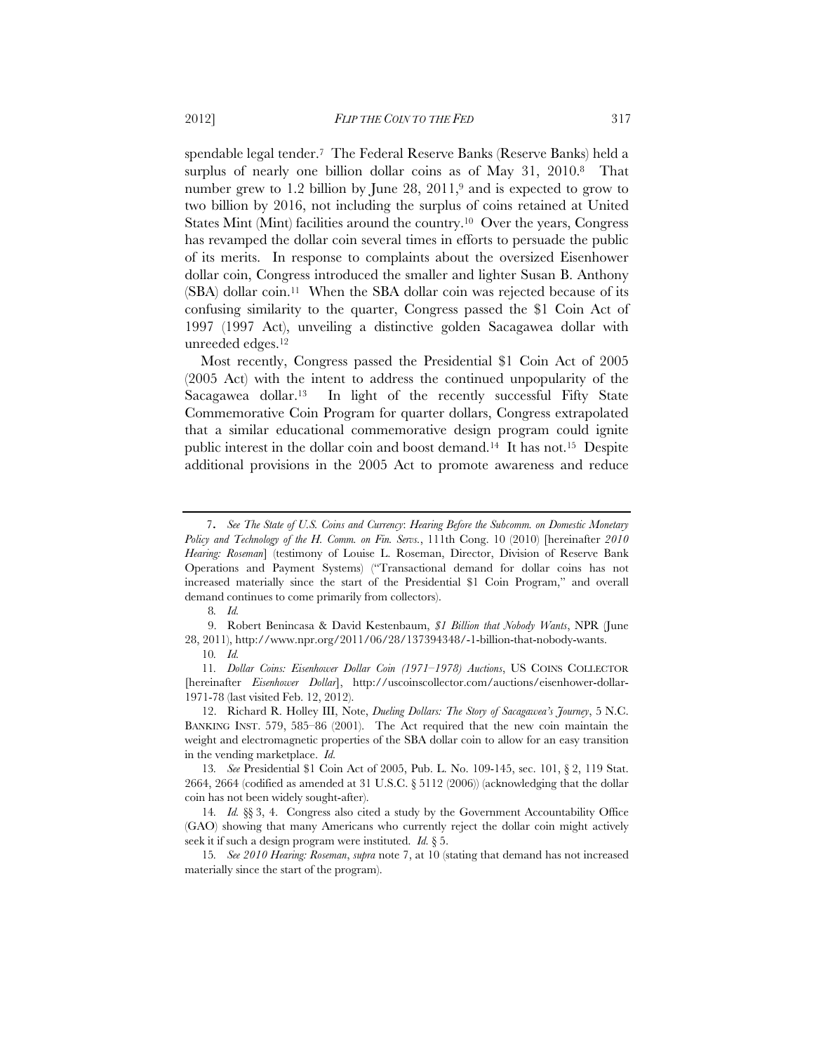spendable legal tender.[7] The Federal Reserve Banks (Reserve Banks) held a surplus of nearly one billion dollar coins as of May 31, 2010.[8] That number grew to 1.2 billion by June 28, 2011,[9] and is expected to grow to two billion by 2016, not including the surplus of coins retained at United States Mint (Mint) facilities around the country.[10] Over the years, Congress has revamped the dollar coin several times in efforts to persuade the public of its merits. In response to complaints about the oversized Eisenhower dollar coin, Congress introduced the smaller and lighter Susan B. Anthony (SBA) dollar coin.[11] When the SBA dollar coin was rejected because of its confusing similarity to the quarter, Congress passed the $1 Coin Act of 1997 (1997 Act), unveiling a distinctive golden Sacagawea dollar with unreeded edges.[12]

Most recently, Congress passed the Presidential $1 Coin Act of 2005 (2005 Act) with the intent to address the continued unpopularity of the Sacagawea dollar.[13] In light of the recently successful Fifty State Commemorative Coin Program for quarter dollars, Congress extrapolated that a similar educational commemorative design program could ignite public interest in the dollar coin and boost demand.[14] It has not.[15] Despite additional provisions in the 2005 Act to promote awareness and reduce

---

7. *See The State of U.S. Coins and Currency*: *Hearing Before the Subcomm. on Domestic Monetary Policy and Technology of the H. Comm. on Fin. Servs.*, 111th Cong. 10 (2010) [hereinafter *2010 Hearing: Roseman*] (testimony of Louise L. Roseman, Director, Division of Reserve Bank Operations and Payment Systems) ("Transactional demand for dollar coins has not increased materially since the start of the Presidential $1 Coin Program," and overall demand continues to come primarily from collectors).

8. *Id.*

9. Robert Benincasa & David Kestenbaum, *$1 Billion that Nobody Wants*, NPR (June 28, 2011), http://www.npr.org/2011/06/28/137394348/-1-billion-that-nobody-wants.

10. *Id.*

11. *Dollar Coins: Eisenhower Dollar Coin (1971–1978) Auctions*, US COINS COLLECTOR [hereinafter *Eisenhower Dollar*], http://uscoinscollector.com/auctions/eisenhower-dollar-1971-78 (last visited Feb. 12, 2012).

12. Richard R. Holley III, Note, *Dueling Dollars: The Story of Sacagawea's Journey*, 5 N.C. BANKING INST. 579, 585–86 (2001). The Act required that the new coin maintain the weight and electromagnetic properties of the SBA dollar coin to allow for an easy transition in the vending marketplace. *Id.*

13. *See* Presidential $1 Coin Act of 2005, Pub. L. No. 109-145, sec. 101, § 2, 119 Stat. 2664, 2664 (codified as amended at 31 U.S.C. § 5112 (2006)) (acknowledging that the dollar coin has not been widely sought-after).

14. *Id.* §§ 3, 4. Congress also cited a study by the Government Accountability Office (GAO) showing that many Americans who currently reject the dollar coin might actively seek it if such a design program were instituted. *Id.* § 5.

15. *See 2010 Hearing: Roseman*, *supra* note 7, at 10 (stating that demand has not increased materially since the start of the program).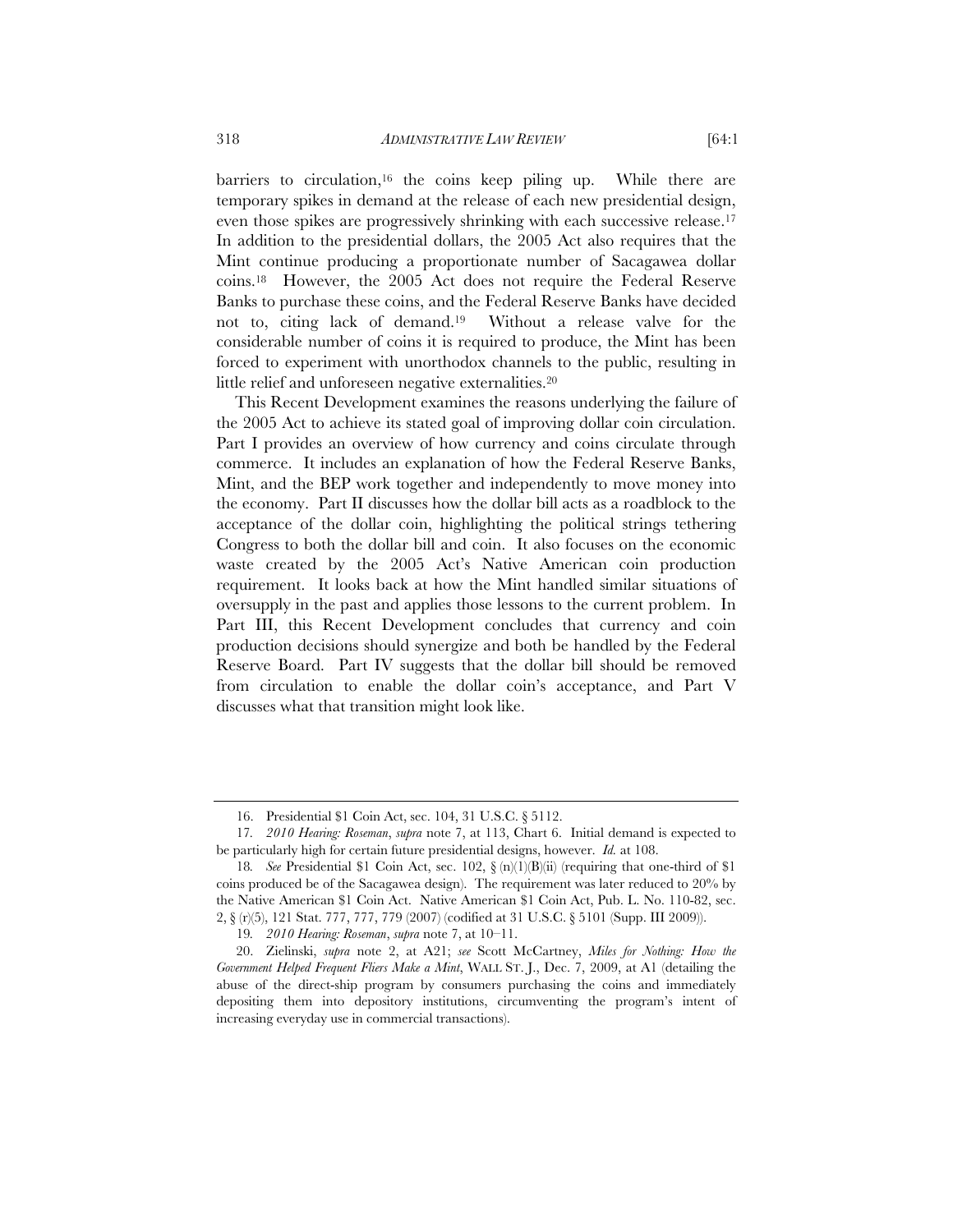barriers to circulation,[16] the coins keep piling up. While there are temporary spikes in demand at the release of each new presidential design, even those spikes are progressively shrinking with each successive release.[17] In addition to the presidential dollars, the 2005 Act also requires that the Mint continue producing a proportionate number of Sacagawea dollar coins.[18] However, the 2005 Act does not require the Federal Reserve Banks to purchase these coins, and the Federal Reserve Banks have decided not to, citing lack of demand.[19] Without a release valve for the considerable number of coins it is required to produce, the Mint has been forced to experiment with unorthodox channels to the public, resulting in little relief and unforeseen negative externalities.[20]

This Recent Development examines the reasons underlying the failure of the 2005 Act to achieve its stated goal of improving dollar coin circulation. Part I provides an overview of how currency and coins circulate through commerce. It includes an explanation of how the Federal Reserve Banks, Mint, and the BEP work together and independently to move money into the economy. Part II discusses how the dollar bill acts as a roadblock to the acceptance of the dollar coin, highlighting the political strings tethering Congress to both the dollar bill and coin. It also focuses on the economic waste created by the 2005 Act's Native American coin production requirement. It looks back at how the Mint handled similar situations of oversupply in the past and applies those lessons to the current problem. In Part III, this Recent Development concludes that currency and coin production decisions should synergize and both be handled by the Federal Reserve Board. Part IV suggests that the dollar bill should be removed from circulation to enable the dollar coin's acceptance, and Part V discusses what that transition might look like.

---

16. Presidential $1 Coin Act, sec. 104, 31 U.S.C. § 5112.

17. *2010 Hearing: Roseman*, *supra* note 7, at 113, Chart 6. Initial demand is expected to be particularly high for certain future presidential designs, however. *Id.* at 108.

18. *See* Presidential $1 Coin Act, sec. 102, § (n)(1)(B)(ii) (requiring that one-third of $1 coins produced be of the Sacagawea design). The requirement was later reduced to 20% by the Native American $1 Coin Act. Native American $1 Coin Act, Pub. L. No. 110-82, sec. 2, § (r)(5), 121 Stat. 777, 777, 779 (2007) (codified at 31 U.S.C. § 5101 (Supp. III 2009)).

19. *2010 Hearing: Roseman*, *supra* note 7, at 10–11.

20. Zielinski, *supra* note 2, at A21; *see* Scott McCartney, *Miles for Nothing: How the Government Helped Frequent Fliers Make a Mint*, WALL ST. J., Dec. 7, 2009, at A1 (detailing the abuse of the direct-ship program by consumers purchasing the coins and immediately depositing them into depository institutions, circumventing the program's intent of increasing everyday use in commercial transactions).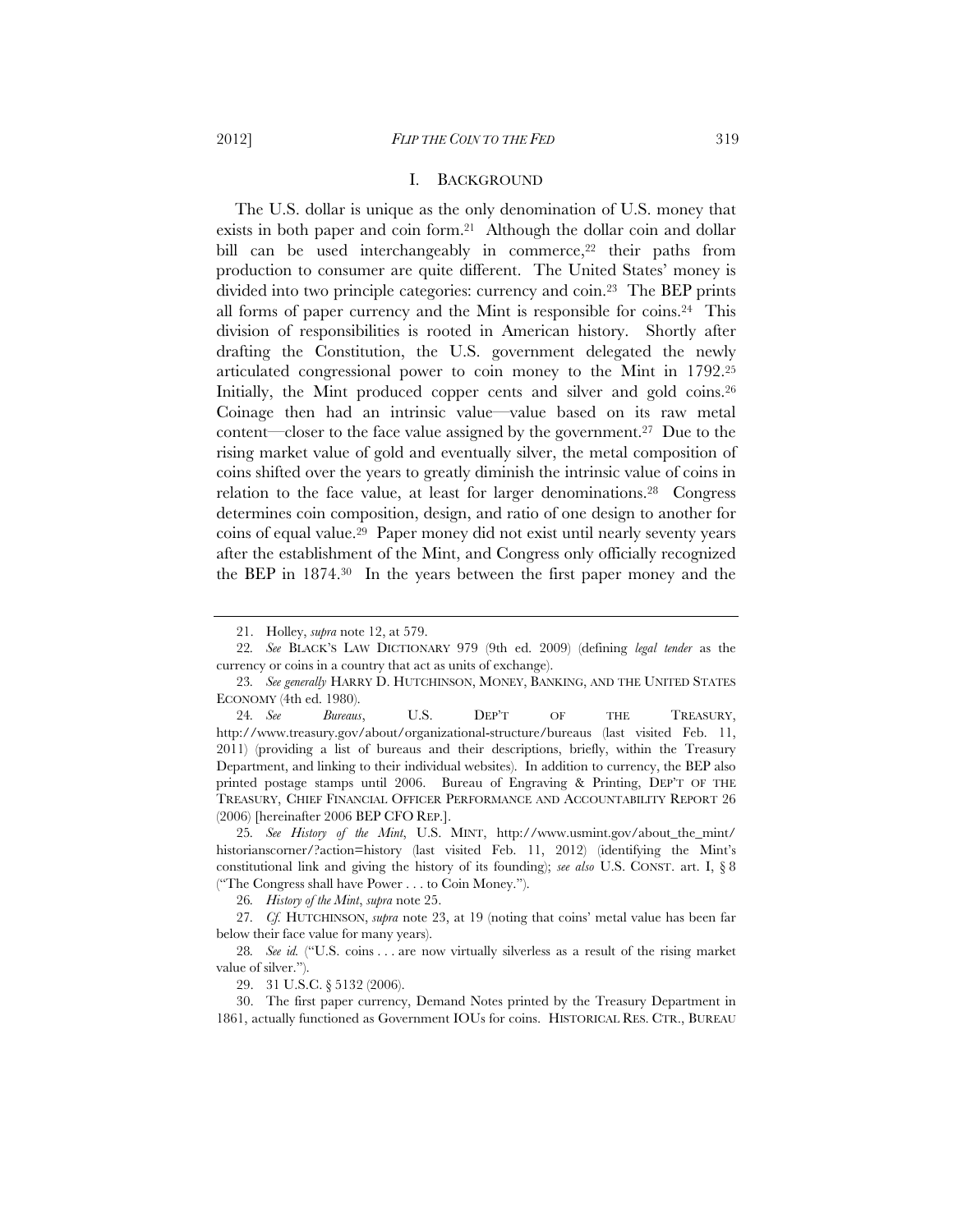## I. BACKGROUND

The U.S. dollar is unique as the only denomination of U.S. money that exists in both paper and coin form.[21] Although the dollar coin and dollar bill can be used interchangeably in commerce,[22] their paths from production to consumer are quite different. The United States' money is divided into two principle categories: currency and coin.[23] The BEP prints all forms of paper currency and the Mint is responsible for coins.[24] This division of responsibilities is rooted in American history. Shortly after drafting the Constitution, the U.S. government delegated the newly articulated congressional power to coin money to the Mint in 1792.[25] Initially, the Mint produced copper cents and silver and gold coins.[26] Coinage then had an intrinsic value—value based on its raw metal content—closer to the face value assigned by the government.[27] Due to the rising market value of gold and eventually silver, the metal composition of coins shifted over the years to greatly diminish the intrinsic value of coins in relation to the face value, at least for larger denominations.[28] Congress determines coin composition, design, and ratio of one design to another for coins of equal value.[29] Paper money did not exist until nearly seventy years after the establishment of the Mint, and Congress only officially recognized the BEP in 1874.[30] In the years between the first paper money and the

---

21. Holley, *supra* note 12, at 579.

22. *See* BLACK'S LAW DICTIONARY 979 (9th ed. 2009) (defining *legal tender* as the currency or coins in a country that act as units of exchange).

23. *See generally* HARRY D. HUTCHINSON, MONEY, BANKING, AND THE UNITED STATES ECONOMY (4th ed. 1980).

24. *See Bureaus*, U.S. DEP'T OF THE TREASURY, http://www.treasury.gov/about/organizational-structure/bureaus (last visited Feb. 11, 2011) (providing a list of bureaus and their descriptions, briefly, within the Treasury Department, and linking to their individual websites). In addition to currency, the BEP also printed postage stamps until 2006. Bureau of Engraving & Printing, DEP'T OF THE TREASURY, CHIEF FINANCIAL OFFICER PERFORMANCE AND ACCOUNTABILITY REPORT 26 (2006) [hereinafter 2006 BEP CFO REP.].

25. *See History of the Mint*, U.S. MINT, http://www.usmint.gov/about_the_mint/historianscorner/?action=history (last visited Feb. 11, 2012) (identifying the Mint's constitutional link and giving the history of its founding); *see also* U.S. CONST. art. I, § 8 ("The Congress shall have Power . . . to Coin Money.").

26. *History of the Mint*, *supra* note 25.

27. *Cf.* HUTCHINSON, *supra* note 23, at 19 (noting that coins' metal value has been far below their face value for many years).

28. *See id.* ("U.S. coins . . . are now virtually silverless as a result of the rising market value of silver.").

29. 31 U.S.C. § 5132 (2006).

30. The first paper currency, Demand Notes printed by the Treasury Department in 1861, actually functioned as Government IOUs for coins. HISTORICAL RES. CTR., BUREAU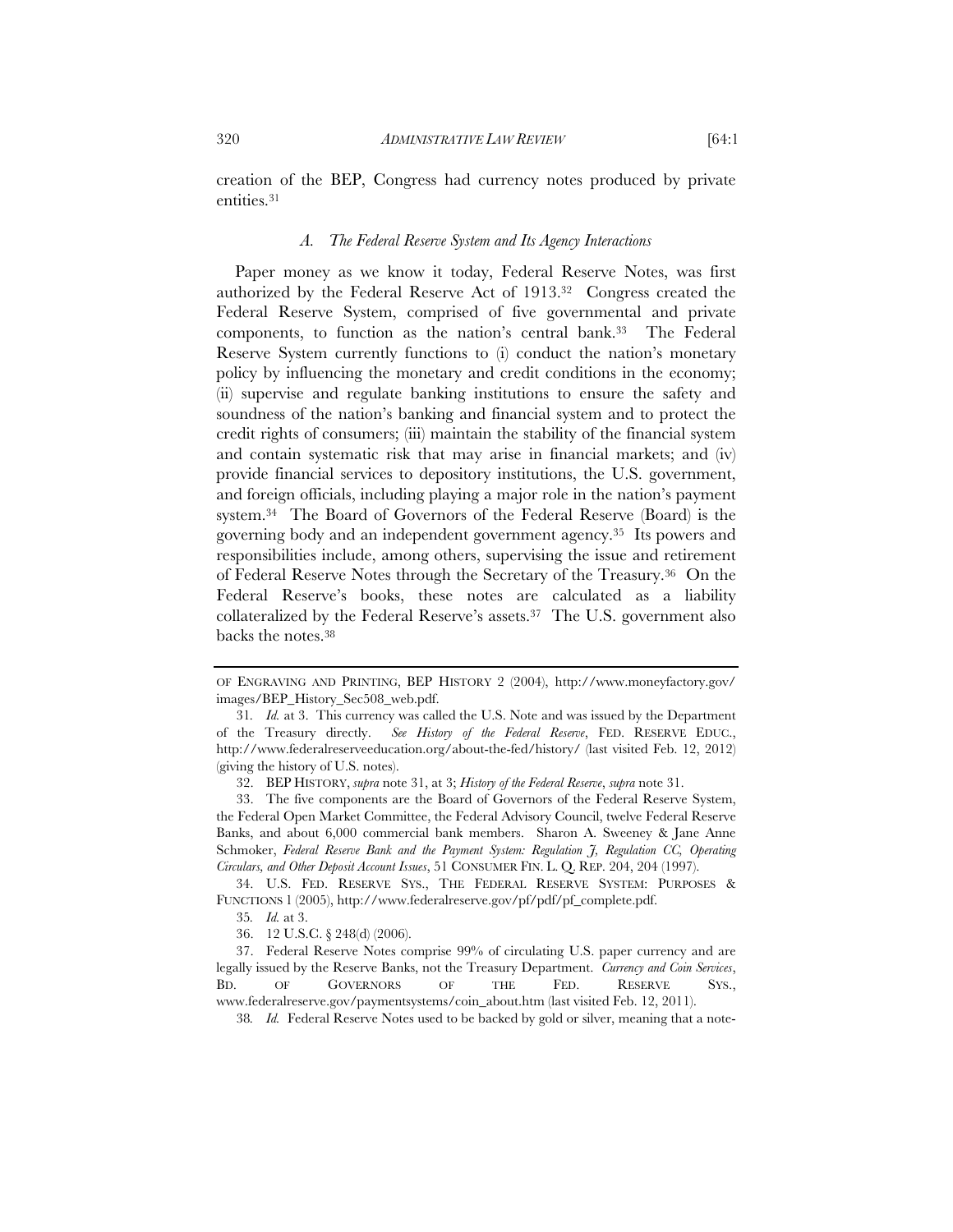creation of the BEP, Congress had currency notes produced by private entities.[31]

### *A. The Federal Reserve System and Its Agency Interactions*

Paper money as we know it today, Federal Reserve Notes, was first authorized by the Federal Reserve Act of 1913.[32] Congress created the Federal Reserve System, comprised of five governmental and private components, to function as the nation's central bank.[33] The Federal Reserve System currently functions to (i) conduct the nation's monetary policy by influencing the monetary and credit conditions in the economy; (ii) supervise and regulate banking institutions to ensure the safety and soundness of the nation's banking and financial system and to protect the credit rights of consumers; (iii) maintain the stability of the financial system and contain systematic risk that may arise in financial markets; and (iv) provide financial services to depository institutions, the U.S. government, and foreign officials, including playing a major role in the nation's payment system.[34] The Board of Governors of the Federal Reserve (Board) is the governing body and an independent government agency.[35] Its powers and responsibilities include, among others, supervising the issue and retirement of Federal Reserve Notes through the Secretary of the Treasury.[36] On the Federal Reserve's books, these notes are calculated as a liability collateralized by the Federal Reserve's assets.[37] The U.S. government also backs the notes.[38]

---

OF ENGRAVING AND PRINTING, BEP HISTORY 2 (2004), http://www.moneyfactory.gov/images/BEP_History_Sec508_web.pdf.

31. *Id.* at 3. This currency was called the U.S. Note and was issued by the Department of the Treasury directly. *See History of the Federal Reserve*, FED. RESERVE EDUC., http://www.federalreserveeducation.org/about-the-fed/history/ (last visited Feb. 12, 2012) (giving the history of U.S. notes).

32. BEP HISTORY, *supra* note 31, at 3; *History of the Federal Reserve*, *supra* note 31.

33. The five components are the Board of Governors of the Federal Reserve System, the Federal Open Market Committee, the Federal Advisory Council, twelve Federal Reserve Banks, and about 6,000 commercial bank members. Sharon A. Sweeney & Jane Anne Schmoker, *Federal Reserve Bank and the Payment System: Regulation J, Regulation CC, Operating Circulars, and Other Deposit Account Issues*, 51 CONSUMER FIN. L. Q. REP. 204, 204 (1997).

34. U.S. FED. RESERVE SYS., THE FEDERAL RESERVE SYSTEM: PURPOSES & FUNCTIONS 1 (2005), http://www.federalreserve.gov/pf/pdf/pf_complete.pdf.

35. *Id.* at 3.

36. 12 U.S.C. § 248(d) (2006).

37. Federal Reserve Notes comprise 99% of circulating U.S. paper currency and are legally issued by the Reserve Banks, not the Treasury Department. *Currency and Coin Services*, BD. OF GOVERNORS OF THE FED. RESERVE SYS., www.federalreserve.gov/paymentsystems/coin_about.htm (last visited Feb. 12, 2011).

38. *Id.* Federal Reserve Notes used to be backed by gold or silver, meaning that a note-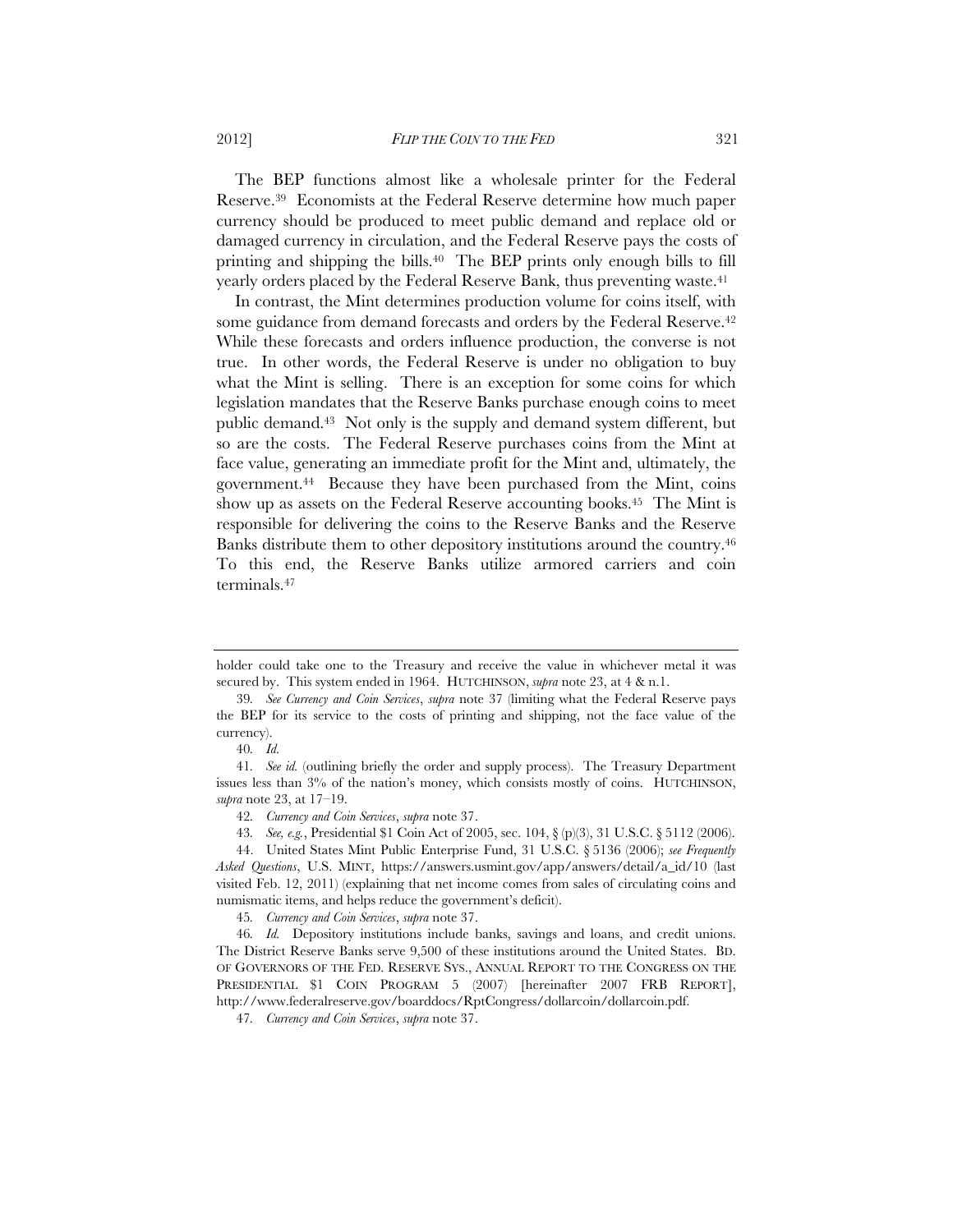The BEP functions almost like a wholesale printer for the Federal Reserve.[39] Economists at the Federal Reserve determine how much paper currency should be produced to meet public demand and replace old or damaged currency in circulation, and the Federal Reserve pays the costs of printing and shipping the bills.[40] The BEP prints only enough bills to fill yearly orders placed by the Federal Reserve Bank, thus preventing waste.[41]

In contrast, the Mint determines production volume for coins itself, with some guidance from demand forecasts and orders by the Federal Reserve.[42] While these forecasts and orders influence production, the converse is not true. In other words, the Federal Reserve is under no obligation to buy what the Mint is selling. There is an exception for some coins for which legislation mandates that the Reserve Banks purchase enough coins to meet public demand.[43] Not only is the supply and demand system different, but so are the costs. The Federal Reserve purchases coins from the Mint at face value, generating an immediate profit for the Mint and, ultimately, the government.[44] Because they have been purchased from the Mint, coins show up as assets on the Federal Reserve accounting books.[45] The Mint is responsible for delivering the coins to the Reserve Banks and the Reserve Banks distribute them to other depository institutions around the country.[46] To this end, the Reserve Banks utilize armored carriers and coin terminals.[47]

---

holder could take one to the Treasury and receive the value in whichever metal it was secured by. This system ended in 1964. HUTCHINSON, *supra* note 23, at 4 & n.1.

39. *See Currency and Coin Services*, *supra* note 37 (limiting what the Federal Reserve pays the BEP for its service to the costs of printing and shipping, not the face value of the currency).

40. *Id.*

41. *See id.* (outlining briefly the order and supply process). The Treasury Department issues less than 3% of the nation's money, which consists mostly of coins. HUTCHINSON, *supra* note 23, at 17–19.

42. *Currency and Coin Services*, *supra* note 37.

43. *See, e.g.*, Presidential $1 Coin Act of 2005, sec. 104, § (p)(3), 31 U.S.C. § 5112 (2006).

44. United States Mint Public Enterprise Fund, 31 U.S.C. § 5136 (2006); *see Frequently Asked Questions*, U.S. MINT, https://answers.usmint.gov/app/answers/detail/a_id/10 (last visited Feb. 12, 2011) (explaining that net income comes from sales of circulating coins and numismatic items, and helps reduce the government's deficit).

45. *Currency and Coin Services*, *supra* note 37.

46. *Id.* Depository institutions include banks, savings and loans, and credit unions. The District Reserve Banks serve 9,500 of these institutions around the United States. BD. OF GOVERNORS OF THE FED. RESERVE SYS., ANNUAL REPORT TO THE CONGRESS ON THE PRESIDENTIAL $1 COIN PROGRAM 5 (2007) [hereinafter 2007 FRB REPORT], http://www.federalreserve.gov/boarddocs/RptCongress/dollarcoin/dollarcoin.pdf.

47. *Currency and Coin Services*, *supra* note 37.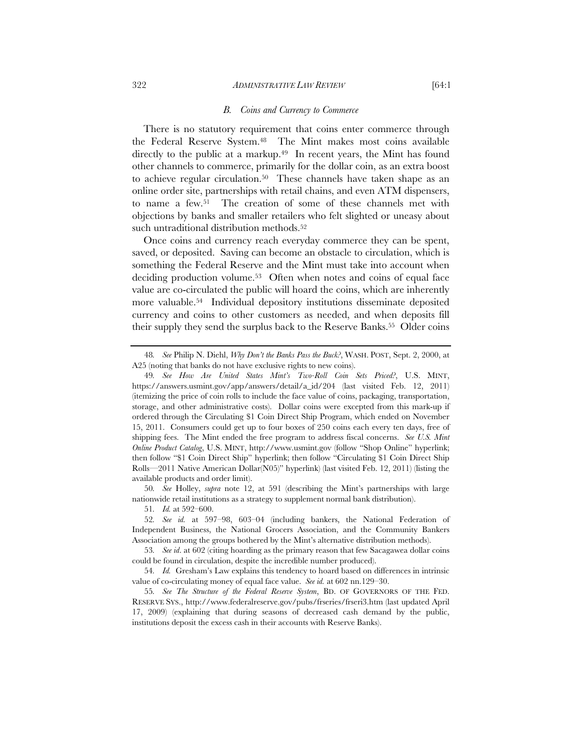### *B. Coins and Currency to Commerce*

There is no statutory requirement that coins enter commerce through the Federal Reserve System.[48] The Mint makes most coins available directly to the public at a markup.[49] In recent years, the Mint has found other channels to commerce, primarily for the dollar coin, as an extra boost to achieve regular circulation.[50] These channels have taken shape as an online order site, partnerships with retail chains, and even ATM dispensers, to name a few.[51] The creation of some of these channels met with objections by banks and smaller retailers who felt slighted or uneasy about such untraditional distribution methods.[52]

Once coins and currency reach everyday commerce they can be spent, saved, or deposited. Saving can become an obstacle to circulation, which is something the Federal Reserve and the Mint must take into account when deciding production volume.[53] Often when notes and coins of equal face value are co-circulated the public will hoard the coins, which are inherently more valuable.[54] Individual depository institutions disseminate deposited currency and coins to other customers as needed, and when deposits fill their supply they send the surplus back to the Reserve Banks.[55] Older coins

---

48. *See* Philip N. Diehl, *Why Don't the Banks Pass the Buck?*, WASH. POST, Sept. 2, 2000, at A25 (noting that banks do not have exclusive rights to new coins).

49. *See How Are United States Mint's Two-Roll Coin Sets Priced?*, U.S. MINT, https://answers.usmint.gov/app/answers/detail/a_id/204 (last visited Feb. 12, 2011) (itemizing the price of coin rolls to include the face value of coins, packaging, transportation, storage, and other administrative costs). Dollar coins were excepted from this mark-up if ordered through the Circulating $1 Coin Direct Ship Program, which ended on November 15, 2011. Consumers could get up to four boxes of 250 coins each every ten days, free of shipping fees. The Mint ended the free program to address fiscal concerns. *See U.S. Mint Online Product Catalog*, U.S. MINT, http://www.usmint.gov (follow "Shop Online" hyperlink; then follow "$1 Coin Direct Ship" hyperlink; then follow "Circulating $1 Coin Direct Ship Rolls—2011 Native American Dollar(N05)" hyperlink) (last visited Feb. 12, 2011) (listing the available products and order limit).

50. *See* Holley, *supra* note 12, at 591 (describing the Mint's partnerships with large nationwide retail institutions as a strategy to supplement normal bank distribution).

51. *Id.* at 592–600.

52. *See id.* at 597–98, 603–04 (including bankers, the National Federation of Independent Business, the National Grocers Association, and the Community Bankers Association among the groups bothered by the Mint's alternative distribution methods).

53. *See id*. at 602 (citing hoarding as the primary reason that few Sacagawea dollar coins could be found in circulation, despite the incredible number produced).

54. *Id.* Gresham's Law explains this tendency to hoard based on differences in intrinsic value of co-circulating money of equal face value. *See id.* at 602 nn.129–30.

55. *See The Structure of the Federal Reserve System*, BD. OF GOVERNORS OF THE FED. RESERVE SYS., http://www.federalreserve.gov/pubs/frseries/frseri3.htm (last updated April 17, 2009) (explaining that during seasons of decreased cash demand by the public, institutions deposit the excess cash in their accounts with Reserve Banks).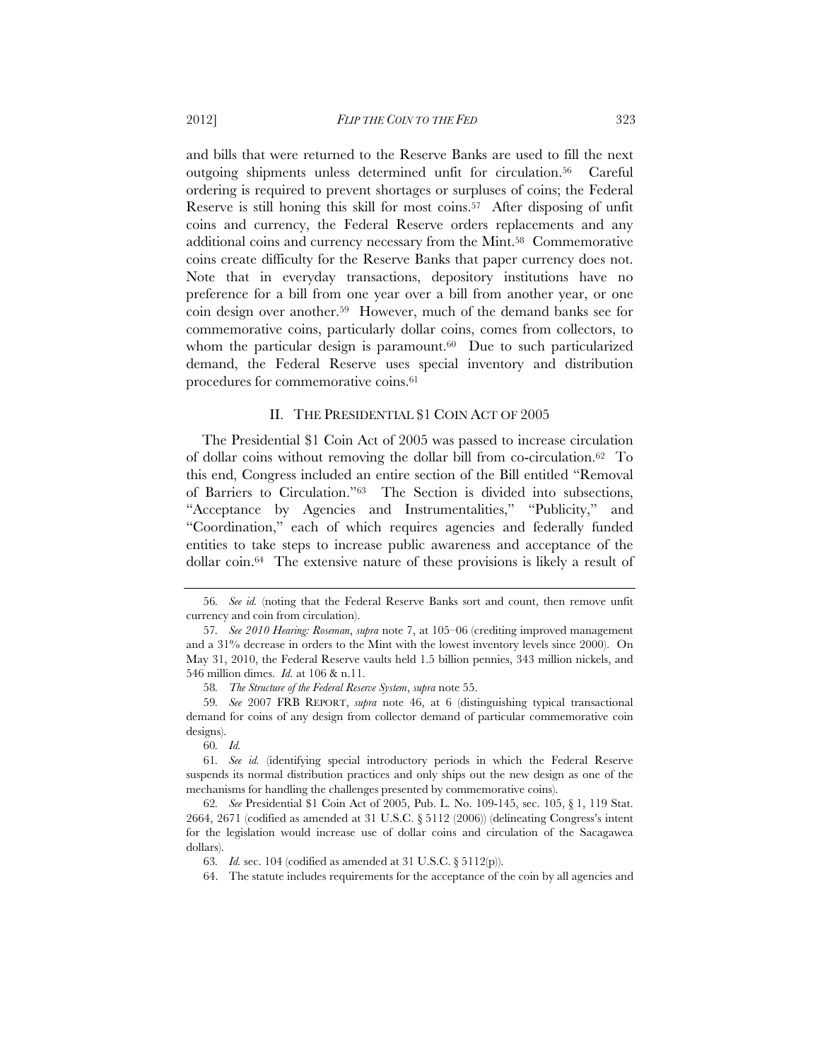and bills that were returned to the Reserve Banks are used to fill the next outgoing shipments unless determined unfit for circulation.[56] Careful ordering is required to prevent shortages or surpluses of coins; the Federal Reserve is still honing this skill for most coins.[57] After disposing of unfit coins and currency, the Federal Reserve orders replacements and any additional coins and currency necessary from the Mint.[58] Commemorative coins create difficulty for the Reserve Banks that paper currency does not. Note that in everyday transactions, depository institutions have no preference for a bill from one year over a bill from another year, or one coin design over another.[59] However, much of the demand banks see for commemorative coins, particularly dollar coins, comes from collectors, to whom the particular design is paramount.[60] Due to such particularized demand, the Federal Reserve uses special inventory and distribution procedures for commemorative coins.[61]

## II. THE PRESIDENTIAL $1 COIN ACT OF 2005

The Presidential $1 Coin Act of 2005 was passed to increase circulation of dollar coins without removing the dollar bill from co-circulation.[62] To this end, Congress included an entire section of the Bill entitled "Removal of Barriers to Circulation."[63] The Section is divided into subsections, "Acceptance by Agencies and Instrumentalities," "Publicity," and "Coordination," each of which requires agencies and federally funded entities to take steps to increase public awareness and acceptance of the dollar coin.[64] The extensive nature of these provisions is likely a result of

---

56. *See id.* (noting that the Federal Reserve Banks sort and count, then remove unfit currency and coin from circulation).

57. *See 2010 Hearing: Roseman*, *supra* note 7, at 105–06 (crediting improved management and a 31% decrease in orders to the Mint with the lowest inventory levels since 2000). On May 31, 2010, the Federal Reserve vaults held 1.5 billion pennies, 343 million nickels, and 546 million dimes. *Id.* at 106 & n.11.

58. *The Structure of the Federal Reserve System*, *supra* note 55.

59. *See* 2007 FRB REPORT, *supra* note 46, at 6 (distinguishing typical transactional demand for coins of any design from collector demand of particular commemorative coin designs).

60. *Id.*

61. *See id.* (identifying special introductory periods in which the Federal Reserve suspends its normal distribution practices and only ships out the new design as one of the mechanisms for handling the challenges presented by commemorative coins).

62. *See* Presidential $1 Coin Act of 2005, Pub. L. No. 109-145, sec. 105, § 1, 119 Stat. 2664, 2671 (codified as amended at 31 U.S.C. § 5112 (2006)) (delineating Congress's intent for the legislation would increase use of dollar coins and circulation of the Sacagawea dollars).

63. *Id.* sec. 104 (codified as amended at 31 U.S.C. § 5112(p)).

64. The statute includes requirements for the acceptance of the coin by all agencies and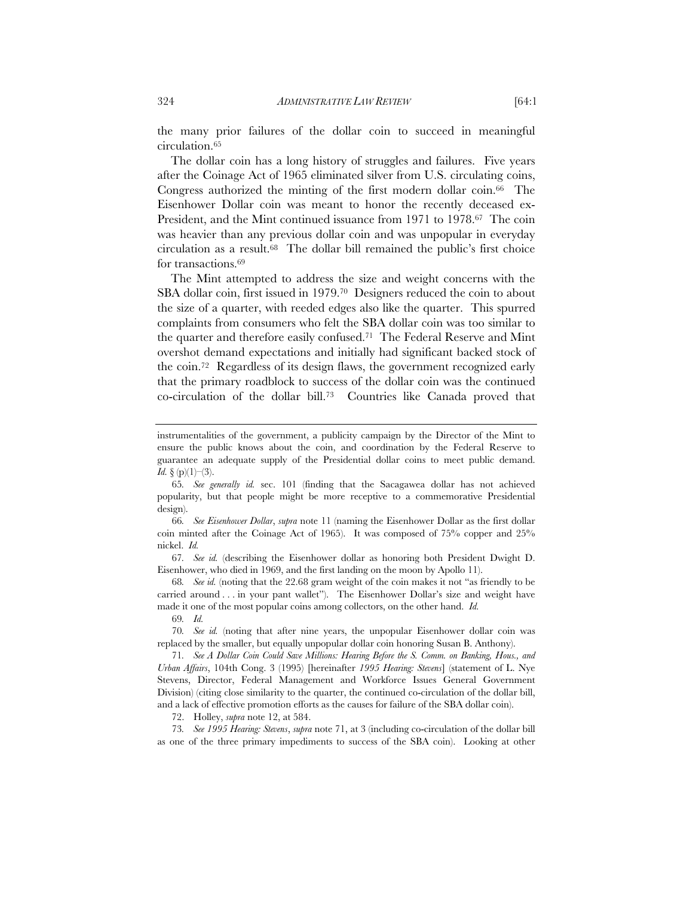the many prior failures of the dollar coin to succeed in meaningful circulation.[65]

The dollar coin has a long history of struggles and failures. Five years after the Coinage Act of 1965 eliminated silver from U.S. circulating coins, Congress authorized the minting of the first modern dollar coin.[66] The Eisenhower Dollar coin was meant to honor the recently deceased ex-President, and the Mint continued issuance from 1971 to 1978.[67] The coin was heavier than any previous dollar coin and was unpopular in everyday circulation as a result.[68] The dollar bill remained the public's first choice for transactions.[69]

The Mint attempted to address the size and weight concerns with the SBA dollar coin, first issued in 1979.[70] Designers reduced the coin to about the size of a quarter, with reeded edges also like the quarter. This spurred complaints from consumers who felt the SBA dollar coin was too similar to the quarter and therefore easily confused.[71] The Federal Reserve and Mint overshot demand expectations and initially had significant backed stock of the coin.[72] Regardless of its design flaws, the government recognized early that the primary roadblock to success of the dollar coin was the continued co-circulation of the dollar bill.[73] Countries like Canada proved that

---

instrumentalities of the government, a publicity campaign by the Director of the Mint to ensure the public knows about the coin, and coordination by the Federal Reserve to guarantee an adequate supply of the Presidential dollar coins to meet public demand. *Id.* § (p)(1)–(3).

65. *See generally id.* sec. 101 (finding that the Sacagawea dollar has not achieved popularity, but that people might be more receptive to a commemorative Presidential design).

66. *See Eisenhower Dollar*, *supra* note 11 (naming the Eisenhower Dollar as the first dollar coin minted after the Coinage Act of 1965). It was composed of 75% copper and 25% nickel. *Id.*

67. *See id.* (describing the Eisenhower dollar as honoring both President Dwight D. Eisenhower, who died in 1969, and the first landing on the moon by Apollo 11).

68. *See id.* (noting that the 22.68 gram weight of the coin makes it not "as friendly to be carried around . . . in your pant wallet"). The Eisenhower Dollar's size and weight have made it one of the most popular coins among collectors, on the other hand. *Id.*

69. *Id.*

70. *See id.* (noting that after nine years, the unpopular Eisenhower dollar coin was replaced by the smaller, but equally unpopular dollar coin honoring Susan B. Anthony).

71. *See A Dollar Coin Could Save Millions: Hearing Before the S. Comm. on Banking, Hous., and Urban Affairs*, 104th Cong. 3 (1995) [hereinafter *1995 Hearing: Stevens*] (statement of L. Nye Stevens, Director, Federal Management and Workforce Issues General Government Division) (citing close similarity to the quarter, the continued co-circulation of the dollar bill, and a lack of effective promotion efforts as the causes for failure of the SBA dollar coin).

72. Holley, *supra* note 12, at 584.

73. *See 1995 Hearing: Stevens*, *supra* note 71, at 3 (including co-circulation of the dollar bill as one of the three primary impediments to success of the SBA coin). Looking at other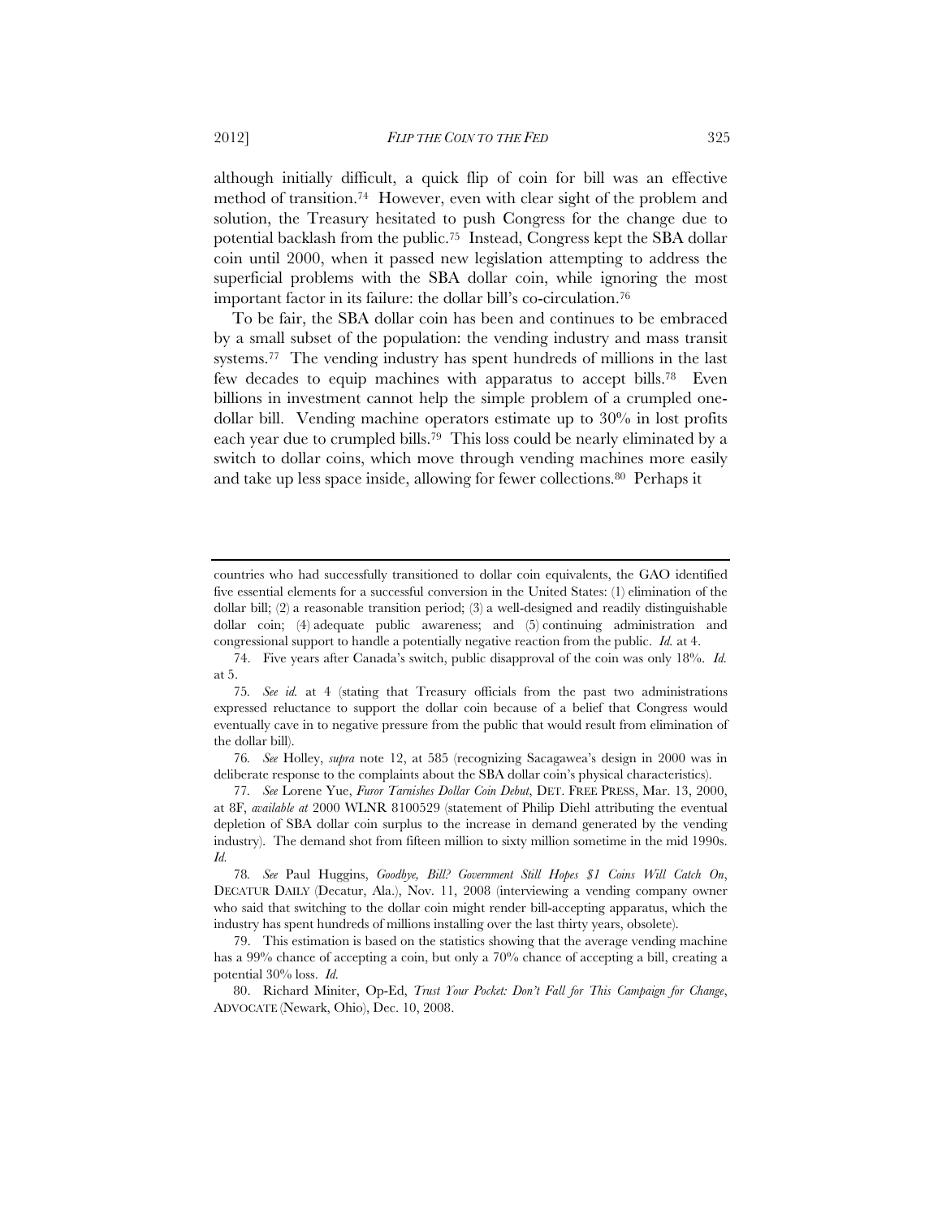although initially difficult, a quick flip of coin for bill was an effective method of transition.[74] However, even with clear sight of the problem and solution, the Treasury hesitated to push Congress for the change due to potential backlash from the public.[75] Instead, Congress kept the SBA dollar coin until 2000, when it passed new legislation attempting to address the superficial problems with the SBA dollar coin, while ignoring the most important factor in its failure: the dollar bill's co-circulation.[76]

To be fair, the SBA dollar coin has been and continues to be embraced by a small subset of the population: the vending industry and mass transit systems.[77] The vending industry has spent hundreds of millions in the last few decades to equip machines with apparatus to accept bills.[78] Even billions in investment cannot help the simple problem of a crumpled one-dollar bill. Vending machine operators estimate up to 30% in lost profits each year due to crumpled bills.[79] This loss could be nearly eliminated by a switch to dollar coins, which move through vending machines more easily and take up less space inside, allowing for fewer collections.[80] Perhaps it

---

countries who had successfully transitioned to dollar coin equivalents, the GAO identified five essential elements for a successful conversion in the United States: (1) elimination of the dollar bill; (2) a reasonable transition period; (3) a well-designed and readily distinguishable dollar coin; (4) adequate public awareness; and (5) continuing administration and congressional support to handle a potentially negative reaction from the public. *Id.* at 4.

74. Five years after Canada's switch, public disapproval of the coin was only 18%. *Id.* at 5.

75. *See id.* at 4 (stating that Treasury officials from the past two administrations expressed reluctance to support the dollar coin because of a belief that Congress would eventually cave in to negative pressure from the public that would result from elimination of the dollar bill).

76. *See* Holley, *supra* note 12, at 585 (recognizing Sacagawea's design in 2000 was in deliberate response to the complaints about the SBA dollar coin's physical characteristics).

77. *See* Lorene Yue, *Furor Tarnishes Dollar Coin Debut*, DET. FREE PRESS, Mar. 13, 2000, at 8F, *available at* 2000 WLNR 8100529 (statement of Philip Diehl attributing the eventual depletion of SBA dollar coin surplus to the increase in demand generated by the vending industry). The demand shot from fifteen million to sixty million sometime in the mid 1990s. *Id.*

78. *See* Paul Huggins, *Goodbye, Bill? Government Still Hopes $1 Coins Will Catch On*, DECATUR DAILY (Decatur, Ala.), Nov. 11, 2008 (interviewing a vending company owner who said that switching to the dollar coin might render bill-accepting apparatus, which the industry has spent hundreds of millions installing over the last thirty years, obsolete).

79. This estimation is based on the statistics showing that the average vending machine has a 99% chance of accepting a coin, but only a 70% chance of accepting a bill, creating a potential 30% loss. *Id.*

80. Richard Miniter, Op-Ed, *Trust Your Pocket: Don't Fall for This Campaign for Change*, ADVOCATE (Newark, Ohio), Dec. 10, 2008.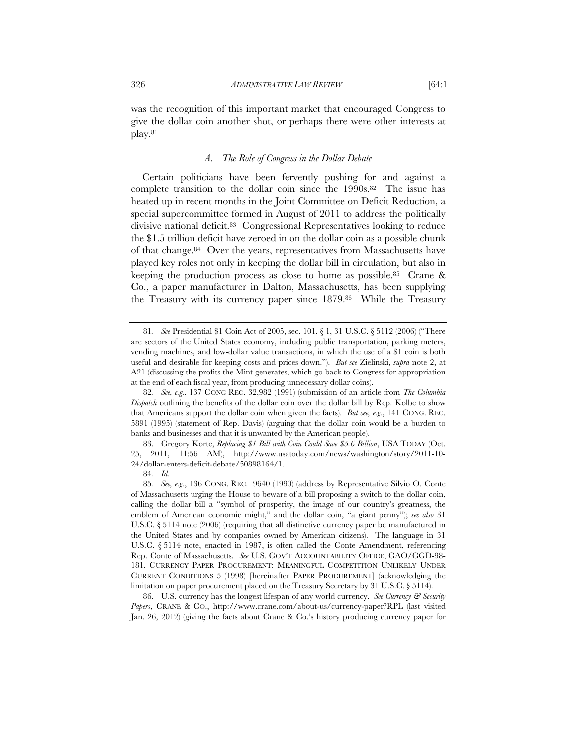was the recognition of this important market that encouraged Congress to give the dollar coin another shot, or perhaps there were other interests at play.[81]

### *A. The Role of Congress in the Dollar Debate*

Certain politicians have been fervently pushing for and against a complete transition to the dollar coin since the 1990s.[82] The issue has heated up in recent months in the Joint Committee on Deficit Reduction, a special supercommittee formed in August of 2011 to address the politically divisive national deficit.[83] Congressional Representatives looking to reduce the $1.5 trillion deficit have zeroed in on the dollar coin as a possible chunk of that change.[84] Over the years, representatives from Massachusetts have played key roles not only in keeping the dollar bill in circulation, but also in keeping the production process as close to home as possible.[85] Crane & Co., a paper manufacturer in Dalton, Massachusetts, has been supplying the Treasury with its currency paper since 1879.[86] While the Treasury

---

81. *See* Presidential $1 Coin Act of 2005, sec. 101, § 1, 31 U.S.C. § 5112 (2006) ("There are sectors of the United States economy, including public transportation, parking meters, vending machines, and low-dollar value transactions, in which the use of a $1 coin is both useful and desirable for keeping costs and prices down."). *But see* Zielinski, *supra* note 2, at A21 (discussing the profits the Mint generates, which go back to Congress for appropriation at the end of each fiscal year, from producing unnecessary dollar coins).

82. *See, e.g.*, 137 CONG REC. 32,982 (1991) (submission of an article from *The Columbia Dispatch* outlining the benefits of the dollar coin over the dollar bill by Rep. Kolbe to show that Americans support the dollar coin when given the facts). *But see, e.g.*, 141 CONG. REC. 5891 (1995) (statement of Rep. Davis) (arguing that the dollar coin would be a burden to banks and businesses and that it is unwanted by the American people).

83. Gregory Korte, *Replacing $1 Bill with Coin Could Save $5.6 Billion*, USA TODAY (Oct. 25, 2011, 11:56 AM), http://www.usatoday.com/news/washington/story/2011-10-24/dollar-enters-deficit-debate/50898164/1.

84. *Id.*

85. *See, e.g.*, 136 CONG. REC. 9640 (1990) (address by Representative Silvio O. Conte of Massachusetts urging the House to beware of a bill proposing a switch to the dollar coin, calling the dollar bill a "symbol of prosperity, the image of our country's greatness, the emblem of American economic might," and the dollar coin, "a giant penny"); *see also* 31 U.S.C. § 5114 note (2006) (requiring that all distinctive currency paper be manufactured in the United States and by companies owned by American citizens). The language in 31 U.S.C. § 5114 note, enacted in 1987, is often called the Conte Amendment, referencing Rep. Conte of Massachusetts. *See* U.S. GOV'T ACCOUNTABILITY OFFICE, GAO/GGD-98-181, CURRENCY PAPER PROCUREMENT: MEANINGFUL COMPETITION UNLIKELY UNDER CURRENT CONDITIONS 5 (1998) [hereinafter PAPER PROCUREMENT] (acknowledging the limitation on paper procurement placed on the Treasury Secretary by 31 U.S.C. § 5114).

86. U.S. currency has the longest lifespan of any world currency. *See Currency & Security Papers*, CRANE & CO., http://www.crane.com/about-us/currency-paper?RPL (last visited Jan. 26, 2012) (giving the facts about Crane & Co.'s history producing currency paper for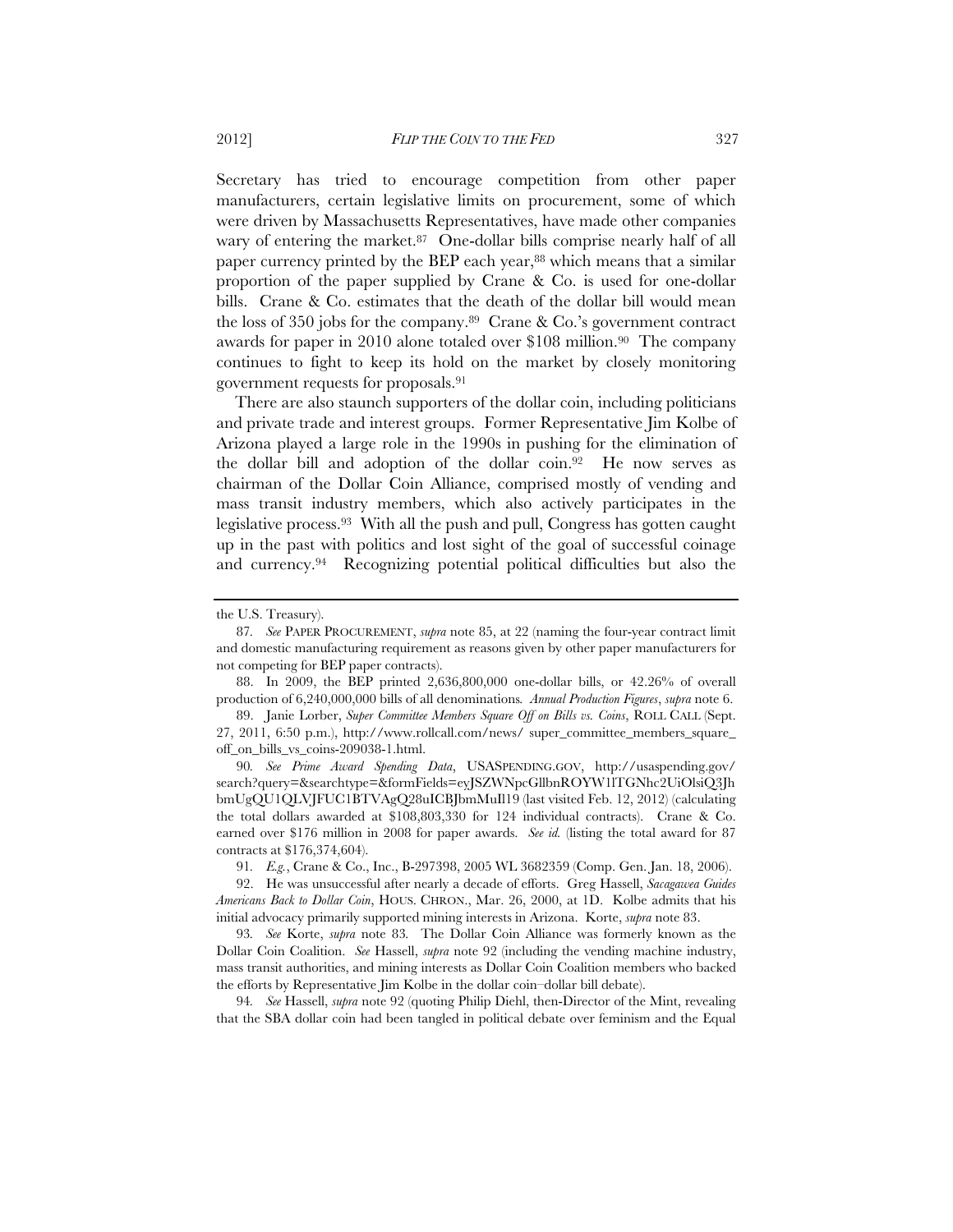Secretary has tried to encourage competition from other paper manufacturers, certain legislative limits on procurement, some of which were driven by Massachusetts Representatives, have made other companies wary of entering the market.[87] One-dollar bills comprise nearly half of all paper currency printed by the BEP each year,[88] which means that a similar proportion of the paper supplied by Crane & Co. is used for one-dollar bills. Crane & Co. estimates that the death of the dollar bill would mean the loss of 350 jobs for the company.[89] Crane & Co.'s government contract awards for paper in 2010 alone totaled over $108 million.[90] The company continues to fight to keep its hold on the market by closely monitoring government requests for proposals.[91]

There are also staunch supporters of the dollar coin, including politicians and private trade and interest groups. Former Representative Jim Kolbe of Arizona played a large role in the 1990s in pushing for the elimination of the dollar bill and adoption of the dollar coin.[92] He now serves as chairman of the Dollar Coin Alliance, comprised mostly of vending and mass transit industry members, which also actively participates in the legislative process.[93] With all the push and pull, Congress has gotten caught up in the past with politics and lost sight of the goal of successful coinage and currency.[94] Recognizing potential political difficulties but also the

---

the U.S. Treasury).

87. *See* PAPER PROCUREMENT, *supra* note 85, at 22 (naming the four-year contract limit and domestic manufacturing requirement as reasons given by other paper manufacturers for not competing for BEP paper contracts).

88. In 2009, the BEP printed 2,636,800,000 one-dollar bills, or 42.26% of overall production of 6,240,000,000 bills of all denominations. *Annual Production Figures*, *supra* note 6.

89. Janie Lorber, *Super Committee Members Square Off on Bills vs. Coins*, ROLL CALL (Sept. 27, 2011, 6:50 p.m.), http://www.rollcall.com/news/ super_committee_members_square_off_on_bills_vs_coins-209038-1.html.

90. *See Prime Award Spending Data*, USASPENDING.GOV, http://usaspending.gov/search?query=&searchtype=&formFields=eyJSZWNpcGllbnROYW1lTGNhc2UiOlsiQ3JhbmUgQU1QLVJFUC1BTVAgQ28uICBJbmMuIl19 (last visited Feb. 12, 2012) (calculating the total dollars awarded at $108,803,330 for 124 individual contracts). Crane & Co. earned over $176 million in 2008 for paper awards. *See id.* (listing the total award for 87 contracts at $176,374,604).

91. *E.g.*, Crane & Co., Inc., B-297398, 2005 WL 3682359 (Comp. Gen. Jan. 18, 2006).

92. He was unsuccessful after nearly a decade of efforts. Greg Hassell, *Sacagawea Guides Americans Back to Dollar Coin*, HOUS. CHRON., Mar. 26, 2000, at 1D. Kolbe admits that his initial advocacy primarily supported mining interests in Arizona. Korte, *supra* note 83.

93. *See* Korte, *supra* note 83. The Dollar Coin Alliance was formerly known as the Dollar Coin Coalition. *See* Hassell, *supra* note 92 (including the vending machine industry, mass transit authorities, and mining interests as Dollar Coin Coalition members who backed the efforts by Representative Jim Kolbe in the dollar coin–dollar bill debate).

94. *See* Hassell, *supra* note 92 (quoting Philip Diehl, then-Director of the Mint, revealing that the SBA dollar coin had been tangled in political debate over feminism and the Equal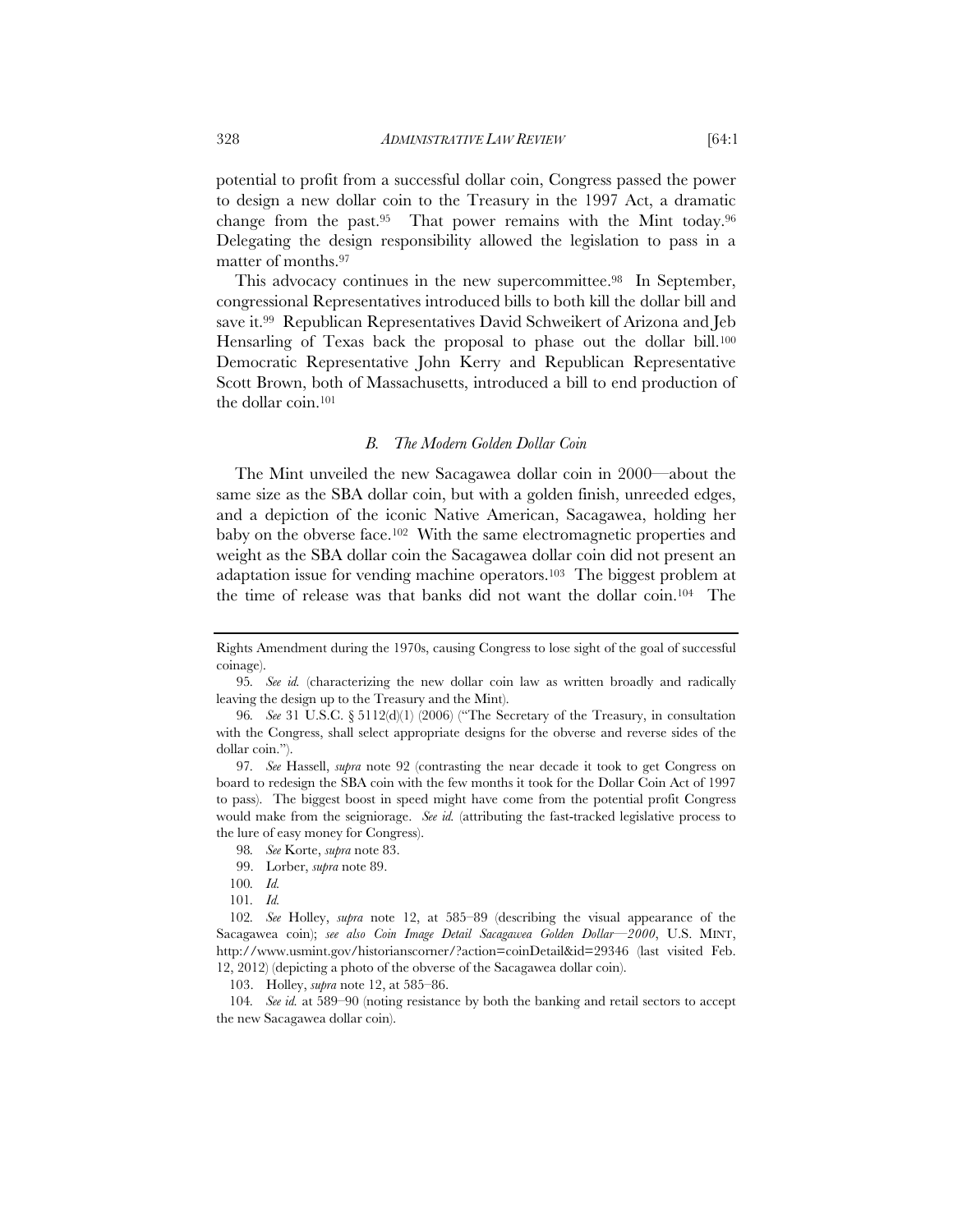potential to profit from a successful dollar coin, Congress passed the power to design a new dollar coin to the Treasury in the 1997 Act, a dramatic change from the past.[95] That power remains with the Mint today.[96] Delegating the design responsibility allowed the legislation to pass in a matter of months.[97]

This advocacy continues in the new supercommittee.[98] In September, congressional Representatives introduced bills to both kill the dollar bill and save it.[99] Republican Representatives David Schweikert of Arizona and Jeb Hensarling of Texas back the proposal to phase out the dollar bill.[100] Democratic Representative John Kerry and Republican Representative Scott Brown, both of Massachusetts, introduced a bill to end production of the dollar coin.[101]

### *B. The Modern Golden Dollar Coin*

The Mint unveiled the new Sacagawea dollar coin in 2000—about the same size as the SBA dollar coin, but with a golden finish, unreeded edges, and a depiction of the iconic Native American, Sacagawea, holding her baby on the obverse face.[102] With the same electromagnetic properties and weight as the SBA dollar coin the Sacagawea dollar coin did not present an adaptation issue for vending machine operators.[103] The biggest problem at the time of release was that banks did not want the dollar coin.[104] The

---

Rights Amendment during the 1970s, causing Congress to lose sight of the goal of successful coinage).

95. *See id.* (characterizing the new dollar coin law as written broadly and radically leaving the design up to the Treasury and the Mint).

96. *See* 31 U.S.C. § 5112(d)(1) (2006) ("The Secretary of the Treasury, in consultation with the Congress, shall select appropriate designs for the obverse and reverse sides of the dollar coin.").

97. *See* Hassell, *supra* note 92 (contrasting the near decade it took to get Congress on board to redesign the SBA coin with the few months it took for the Dollar Coin Act of 1997 to pass). The biggest boost in speed might have come from the potential profit Congress would make from the seigniorage. *See id.* (attributing the fast-tracked legislative process to the lure of easy money for Congress).

98. *See* Korte, *supra* note 83.

99. Lorber, *supra* note 89.

100. *Id.*

101. *Id.*

102. *See* Holley, *supra* note 12, at 585–89 (describing the visual appearance of the Sacagawea coin); *see also Coin Image Detail Sacagawea Golden Dollar—2000*, U.S. MINT, http://www.usmint.gov/historianscorner/?action=coinDetail&id=29346 (last visited Feb. 12, 2012) (depicting a photo of the obverse of the Sacagawea dollar coin).

103. Holley, *supra* note 12, at 585–86.

104. *See id.* at 589–90 (noting resistance by both the banking and retail sectors to accept the new Sacagawea dollar coin).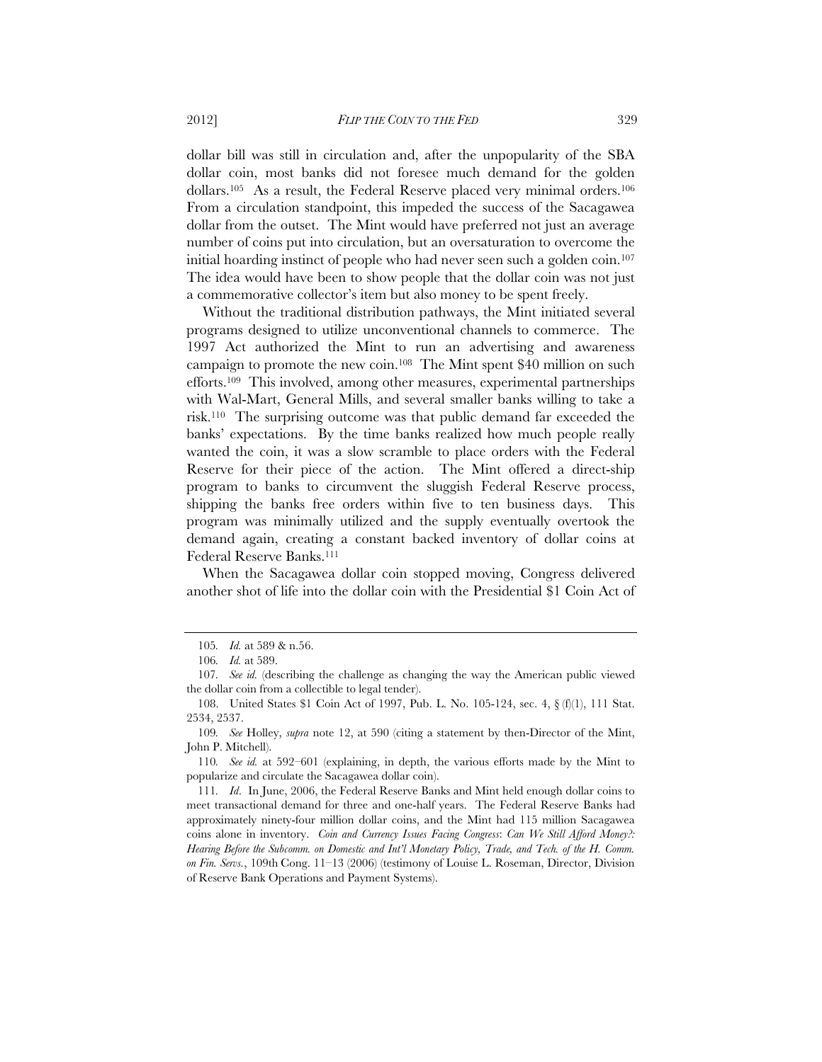dollar bill was still in circulation and, after the unpopularity of the SBA dollar coin, most banks did not foresee much demand for the golden dollars.[105] As a result, the Federal Reserve placed very minimal orders.[106] From a circulation standpoint, this impeded the success of the Sacagawea dollar from the outset. The Mint would have preferred not just an average number of coins put into circulation, but an oversaturation to overcome the initial hoarding instinct of people who had never seen such a golden coin.[107] The idea would have been to show people that the dollar coin was not just a commemorative collector's item but also money to be spent freely.

Without the traditional distribution pathways, the Mint initiated several programs designed to utilize unconventional channels to commerce. The 1997 Act authorized the Mint to run an advertising and awareness campaign to promote the new coin.[108] The Mint spent $40 million on such efforts.[109] This involved, among other measures, experimental partnerships with Wal-Mart, General Mills, and several smaller banks willing to take a risk.[110] The surprising outcome was that public demand far exceeded the banks' expectations. By the time banks realized how much people really wanted the coin, it was a slow scramble to place orders with the Federal Reserve for their piece of the action. The Mint offered a direct-ship program to banks to circumvent the sluggish Federal Reserve process, shipping the banks free orders within five to ten business days. This program was minimally utilized and the supply eventually overtook the demand again, creating a constant backed inventory of dollar coins at Federal Reserve Banks.[111]

When the Sacagawea dollar coin stopped moving, Congress delivered another shot of life into the dollar coin with the Presidential $1 Coin Act of

---

105. *Id.* at 589 & n.56.

106. *Id.* at 589.

107. *See id.* (describing the challenge as changing the way the American public viewed the dollar coin from a collectible to legal tender).

108. United States $1 Coin Act of 1997, Pub. L. No. 105-124, sec. 4, § (f)(1), 111 Stat. 2534, 2537.

109. *See* Holley, *supra* note 12, at 590 (citing a statement by then-Director of the Mint, John P. Mitchell).

110. *See id.* at 592–601 (explaining, in depth, the various efforts made by the Mint to popularize and circulate the Sacagawea dollar coin).

111. *Id*. In June, 2006, the Federal Reserve Banks and Mint held enough dollar coins to meet transactional demand for three and one-half years. The Federal Reserve Banks had approximately ninety-four million dollar coins, and the Mint had 115 million Sacagawea coins alone in inventory. *Coin and Currency Issues Facing Congress*: *Can We Still Afford Money?: Hearing Before the Subcomm. on Domestic and Int'l Monetary Policy, Trade, and Tech. of the H. Comm. on Fin. Servs.*, 109th Cong. 11–13 (2006) (testimony of Louise L. Roseman, Director, Division of Reserve Bank Operations and Payment Systems).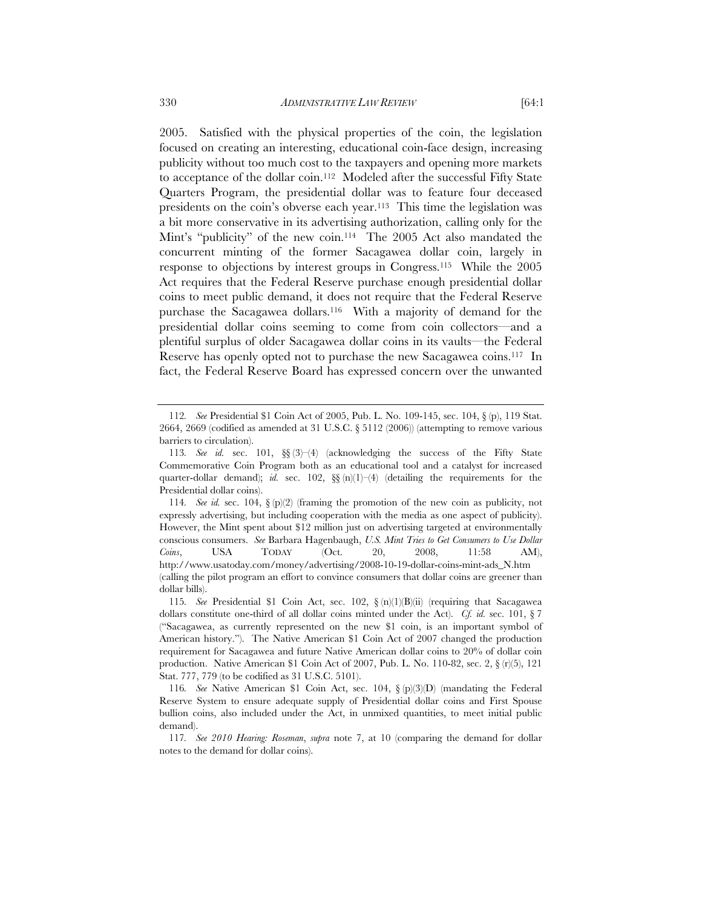2005. Satisfied with the physical properties of the coin, the legislation focused on creating an interesting, educational coin-face design, increasing publicity without too much cost to the taxpayers and opening more markets to acceptance of the dollar coin.[112] Modeled after the successful Fifty State Quarters Program, the presidential dollar was to feature four deceased presidents on the coin's obverse each year.[113] This time the legislation was a bit more conservative in its advertising authorization, calling only for the Mint's "publicity" of the new coin.[114] The 2005 Act also mandated the concurrent minting of the former Sacagawea dollar coin, largely in response to objections by interest groups in Congress.[115] While the 2005 Act requires that the Federal Reserve purchase enough presidential dollar coins to meet public demand, it does not require that the Federal Reserve purchase the Sacagawea dollars.[116] With a majority of demand for the presidential dollar coins seeming to come from coin collectors—and a plentiful surplus of older Sacagawea dollar coins in its vaults—the Federal Reserve has openly opted not to purchase the new Sacagawea coins.[117] In fact, the Federal Reserve Board has expressed concern over the unwanted

---

112. *See* Presidential $1 Coin Act of 2005, Pub. L. No. 109-145, sec. 104, § (p), 119 Stat. 2664, 2669 (codified as amended at 31 U.S.C. § 5112 (2006)) (attempting to remove various barriers to circulation).

113. *See id.* sec. 101, §§ (3)–(4) (acknowledging the success of the Fifty State Commemorative Coin Program both as an educational tool and a catalyst for increased quarter-dollar demand); *id.* sec. 102, §§ (n)(1)–(4) (detailing the requirements for the Presidential dollar coins).

114. *See id.* sec. 104, § (p)(2) (framing the promotion of the new coin as publicity, not expressly advertising, but including cooperation with the media as one aspect of publicity). However, the Mint spent about $12 million just on advertising targeted at environmentally conscious consumers. *See* Barbara Hagenbaugh, *U.S. Mint Tries to Get Consumers to Use Dollar Coins*, USA TODAY (Oct. 20, 2008, 11:58 AM), http://www.usatoday.com/money/advertising/2008-10-19-dollar-coins-mint-ads_N.htm (calling the pilot program an effort to convince consumers that dollar coins are greener than dollar bills).

115. *See* Presidential $1 Coin Act, sec. 102, § (n)(1)(B)(ii) (requiring that Sacagawea dollars constitute one-third of all dollar coins minted under the Act). *Cf. id.* sec. 101, § 7 ("Sacagawea, as currently represented on the new $1 coin, is an important symbol of American history."). The Native American $1 Coin Act of 2007 changed the production requirement for Sacagawea and future Native American dollar coins to 20% of dollar coin production. Native American $1 Coin Act of 2007, Pub. L. No. 110-82, sec. 2, § (r)(5), 121 Stat. 777, 779 (to be codified as 31 U.S.C. 5101).

116. *See* Native American $1 Coin Act, sec. 104, § (p)(3)(D) (mandating the Federal Reserve System to ensure adequate supply of Presidential dollar coins and First Spouse bullion coins, also included under the Act, in unmixed quantities, to meet initial public demand).

117. *See 2010 Hearing: Roseman*, *supra* note 7, at 10 (comparing the demand for dollar notes to the demand for dollar coins).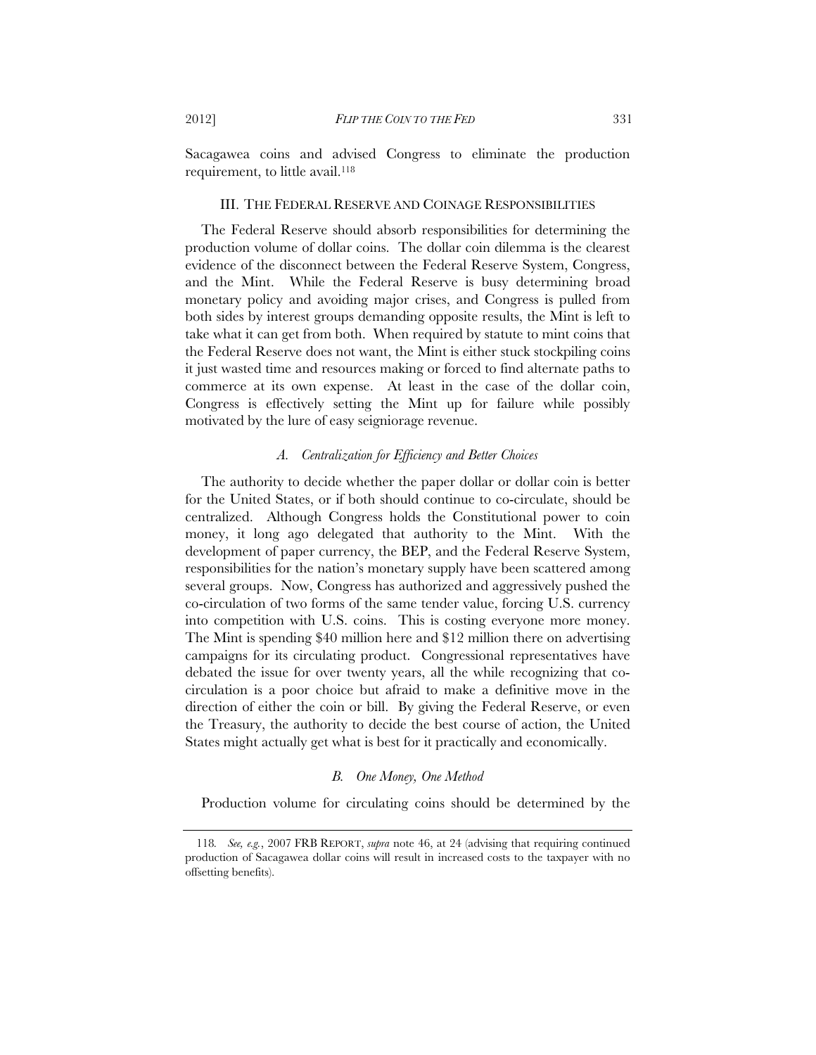Sacagawea coins and advised Congress to eliminate the production requirement, to little avail.[118]

## III. THE FEDERAL RESERVE AND COINAGE RESPONSIBILITIES

The Federal Reserve should absorb responsibilities for determining the production volume of dollar coins. The dollar coin dilemma is the clearest evidence of the disconnect between the Federal Reserve System, Congress, and the Mint. While the Federal Reserve is busy determining broad monetary policy and avoiding major crises, and Congress is pulled from both sides by interest groups demanding opposite results, the Mint is left to take what it can get from both. When required by statute to mint coins that the Federal Reserve does not want, the Mint is either stuck stockpiling coins it just wasted time and resources making or forced to find alternate paths to commerce at its own expense. At least in the case of the dollar coin, Congress is effectively setting the Mint up for failure while possibly motivated by the lure of easy seigniorage revenue.

### *A. Centralization for Efficiency and Better Choices*

The authority to decide whether the paper dollar or dollar coin is better for the United States, or if both should continue to co-circulate, should be centralized. Although Congress holds the Constitutional power to coin money, it long ago delegated that authority to the Mint. With the development of paper currency, the BEP, and the Federal Reserve System, responsibilities for the nation's monetary supply have been scattered among several groups. Now, Congress has authorized and aggressively pushed the co-circulation of two forms of the same tender value, forcing U.S. currency into competition with U.S. coins. This is costing everyone more money. The Mint is spending $40 million here and $12 million there on advertising campaigns for its circulating product. Congressional representatives have debated the issue for over twenty years, all the while recognizing that co-circulation is a poor choice but afraid to make a definitive move in the direction of either the coin or bill. By giving the Federal Reserve, or even the Treasury, the authority to decide the best course of action, the United States might actually get what is best for it practically and economically.

### *B. One Money, One Method*

Production volume for circulating coins should be determined by the

---

118. *See, e.g.*, 2007 FRB REPORT, *supra* note 46, at 24 (advising that requiring continued production of Sacagawea dollar coins will result in increased costs to the taxpayer with no offsetting benefits).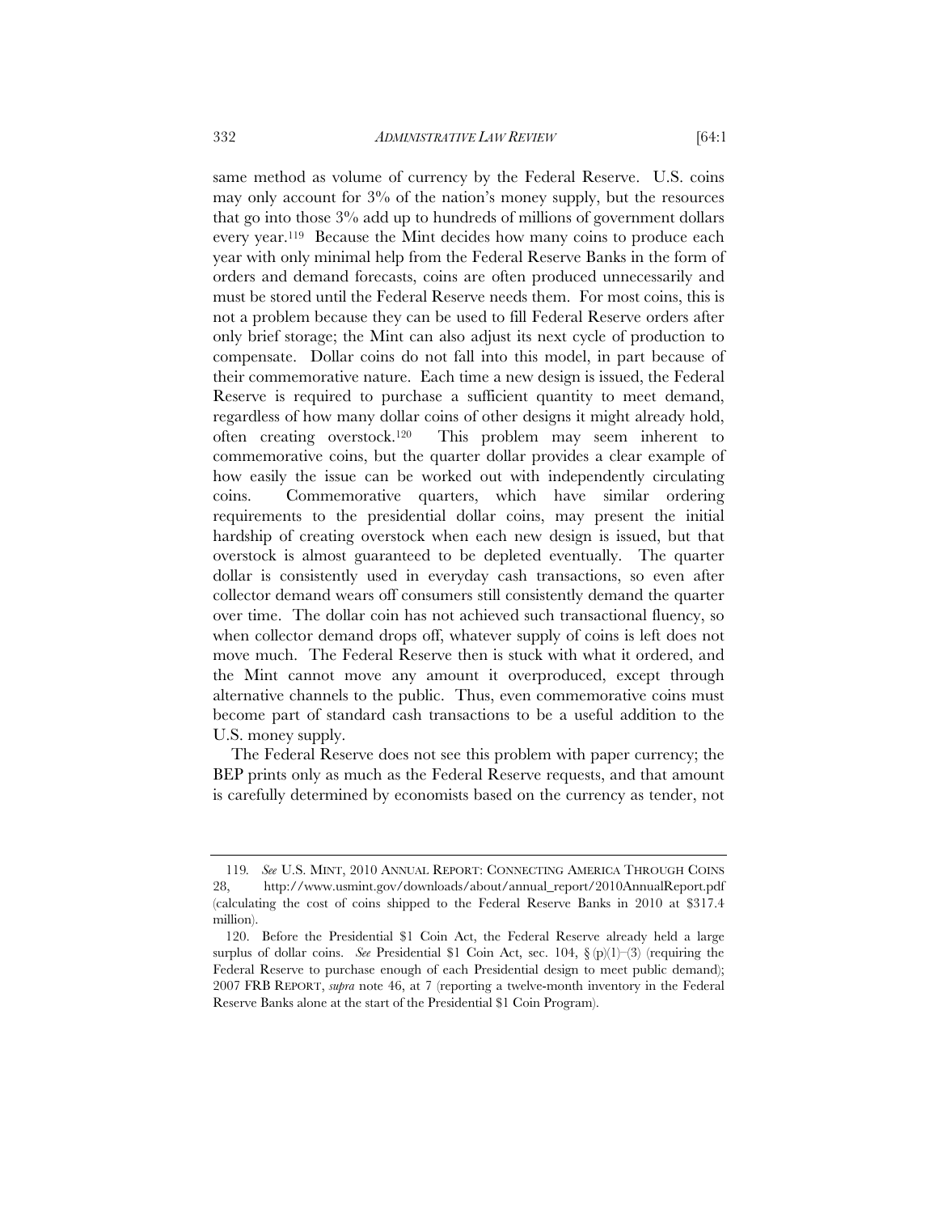same method as volume of currency by the Federal Reserve. U.S. coins may only account for 3% of the nation's money supply, but the resources that go into those 3% add up to hundreds of millions of government dollars every year.[119] Because the Mint decides how many coins to produce each year with only minimal help from the Federal Reserve Banks in the form of orders and demand forecasts, coins are often produced unnecessarily and must be stored until the Federal Reserve needs them. For most coins, this is not a problem because they can be used to fill Federal Reserve orders after only brief storage; the Mint can also adjust its next cycle of production to compensate. Dollar coins do not fall into this model, in part because of their commemorative nature. Each time a new design is issued, the Federal Reserve is required to purchase a sufficient quantity to meet demand, regardless of how many dollar coins of other designs it might already hold, often creating overstock.[120] This problem may seem inherent to commemorative coins, but the quarter dollar provides a clear example of how easily the issue can be worked out with independently circulating coins. Commemorative quarters, which have similar ordering requirements to the presidential dollar coins, may present the initial hardship of creating overstock when each new design is issued, but that overstock is almost guaranteed to be depleted eventually. The quarter dollar is consistently used in everyday cash transactions, so even after collector demand wears off consumers still consistently demand the quarter over time. The dollar coin has not achieved such transactional fluency, so when collector demand drops off, whatever supply of coins is left does not move much. The Federal Reserve then is stuck with what it ordered, and the Mint cannot move any amount it overproduced, except through alternative channels to the public. Thus, even commemorative coins must become part of standard cash transactions to be a useful addition to the U.S. money supply.

The Federal Reserve does not see this problem with paper currency; the BEP prints only as much as the Federal Reserve requests, and that amount is carefully determined by economists based on the currency as tender, not

---

119. *See* U.S. MINT, 2010 ANNUAL REPORT: CONNECTING AMERICA THROUGH COINS 28, http://www.usmint.gov/downloads/about/annual_report/2010AnnualReport.pdf (calculating the cost of coins shipped to the Federal Reserve Banks in 2010 at $317.4 million).

120. Before the Presidential $1 Coin Act, the Federal Reserve already held a large surplus of dollar coins. *See* Presidential $1 Coin Act, sec. 104, § (p)(1)–(3) (requiring the Federal Reserve to purchase enough of each Presidential design to meet public demand); 2007 FRB REPORT, *supra* note 46, at 7 (reporting a twelve-month inventory in the Federal Reserve Banks alone at the start of the Presidential $1 Coin Program).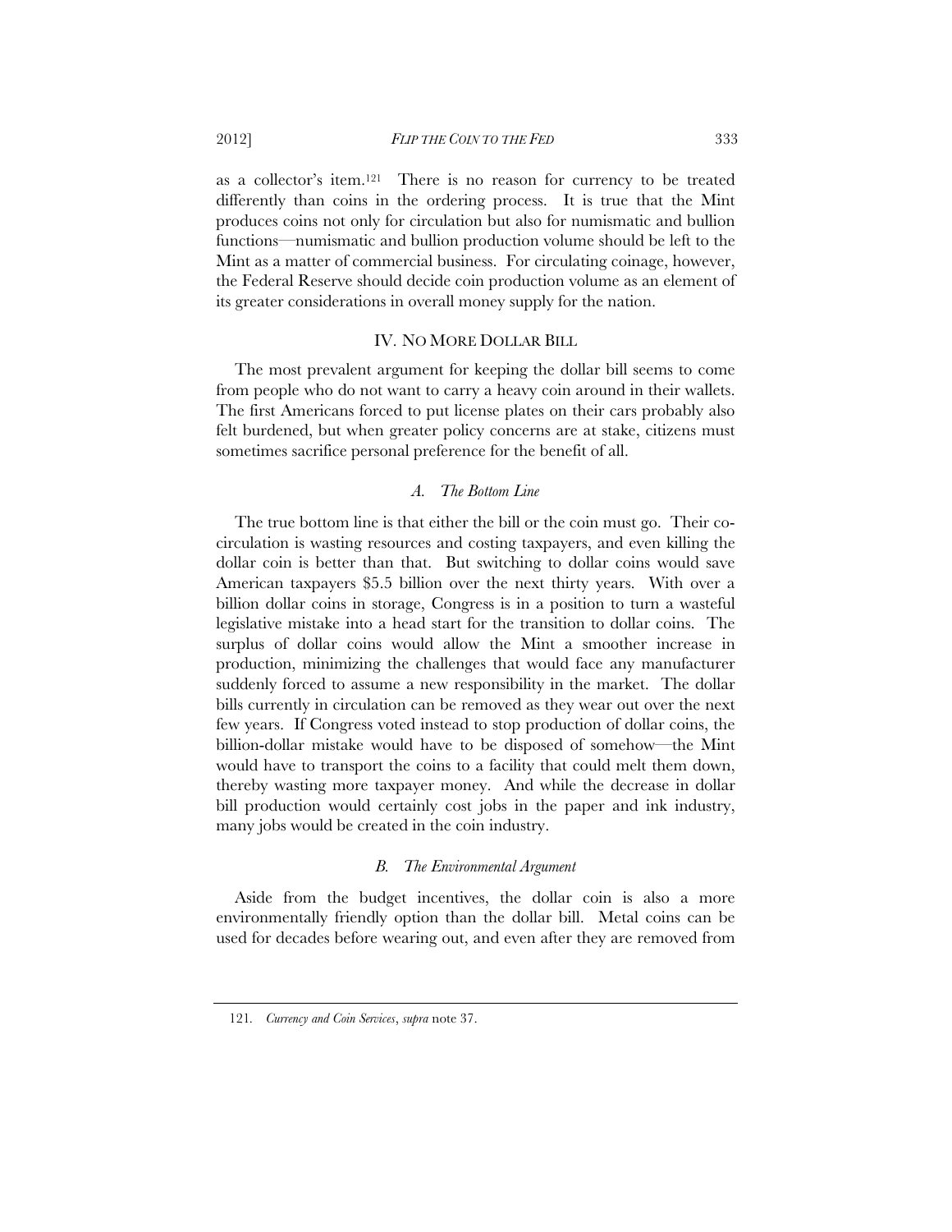as a collector's item.[121] There is no reason for currency to be treated differently than coins in the ordering process. It is true that the Mint produces coins not only for circulation but also for numismatic and bullion functions—numismatic and bullion production volume should be left to the Mint as a matter of commercial business. For circulating coinage, however, the Federal Reserve should decide coin production volume as an element of its greater considerations in overall money supply for the nation.

## IV. NO MORE DOLLAR BILL

The most prevalent argument for keeping the dollar bill seems to come from people who do not want to carry a heavy coin around in their wallets. The first Americans forced to put license plates on their cars probably also felt burdened, but when greater policy concerns are at stake, citizens must sometimes sacrifice personal preference for the benefit of all.

### *A. The Bottom Line*

The true bottom line is that either the bill or the coin must go. Their co-circulation is wasting resources and costing taxpayers, and even killing the dollar coin is better than that. But switching to dollar coins would save American taxpayers $5.5 billion over the next thirty years. With over a billion dollar coins in storage, Congress is in a position to turn a wasteful legislative mistake into a head start for the transition to dollar coins. The surplus of dollar coins would allow the Mint a smoother increase in production, minimizing the challenges that would face any manufacturer suddenly forced to assume a new responsibility in the market. The dollar bills currently in circulation can be removed as they wear out over the next few years. If Congress voted instead to stop production of dollar coins, the billion-dollar mistake would have to be disposed of somehow—the Mint would have to transport the coins to a facility that could melt them down, thereby wasting more taxpayer money. And while the decrease in dollar bill production would certainly cost jobs in the paper and ink industry, many jobs would be created in the coin industry.

### *B. The Environmental Argument*

Aside from the budget incentives, the dollar coin is also a more environmentally friendly option than the dollar bill. Metal coins can be used for decades before wearing out, and even after they are removed from

---

121. *Currency and Coin Services*, *supra* note 37.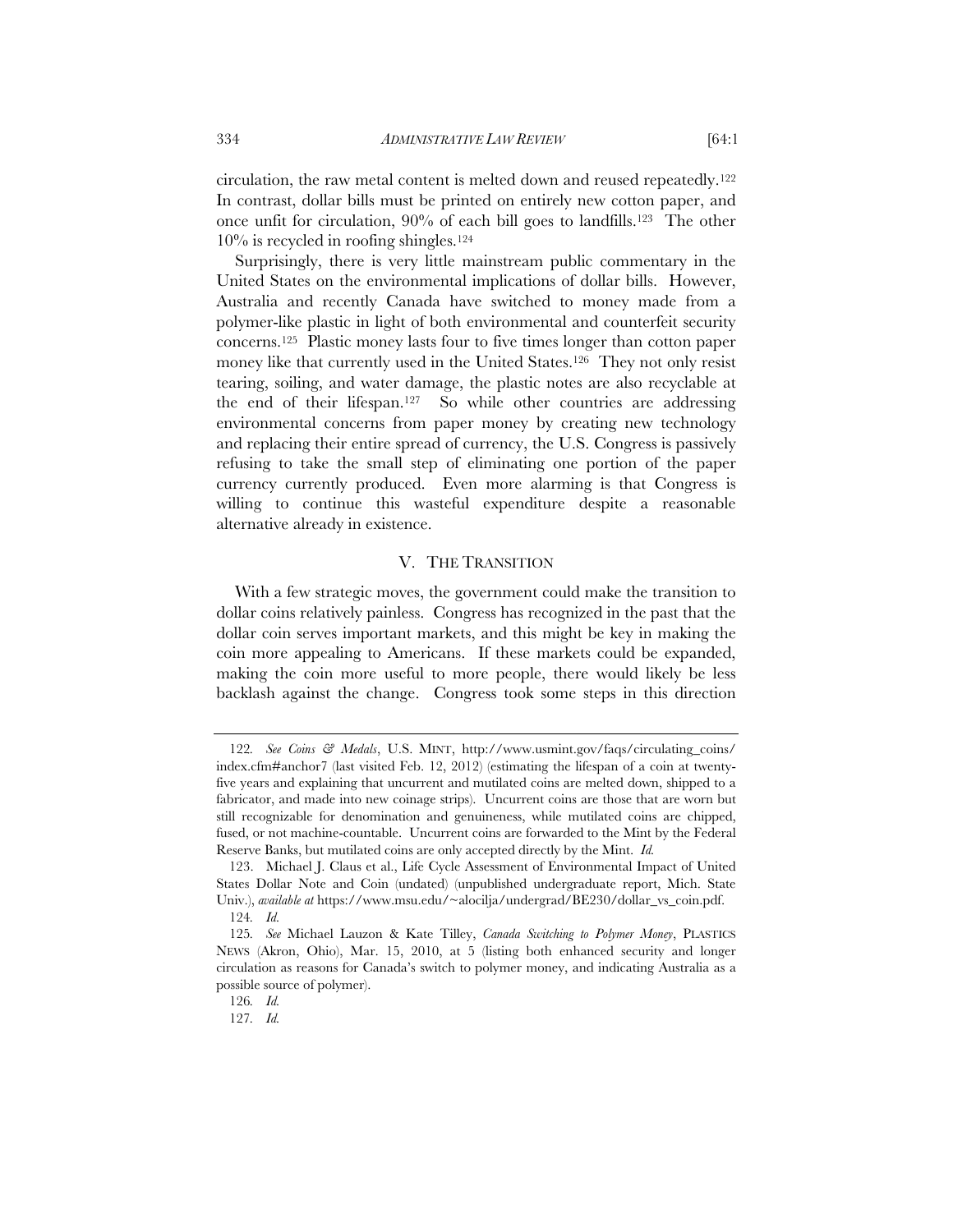circulation, the raw metal content is melted down and reused repeatedly.[122] In contrast, dollar bills must be printed on entirely new cotton paper, and once unfit for circulation, 90% of each bill goes to landfills.[123] The other 10% is recycled in roofing shingles.[124]

Surprisingly, there is very little mainstream public commentary in the United States on the environmental implications of dollar bills. However, Australia and recently Canada have switched to money made from a polymer-like plastic in light of both environmental and counterfeit security concerns.[125] Plastic money lasts four to five times longer than cotton paper money like that currently used in the United States.[126] They not only resist tearing, soiling, and water damage, the plastic notes are also recyclable at the end of their lifespan.[127] So while other countries are addressing environmental concerns from paper money by creating new technology and replacing their entire spread of currency, the U.S. Congress is passively refusing to take the small step of eliminating one portion of the paper currency currently produced. Even more alarming is that Congress is willing to continue this wasteful expenditure despite a reasonable alternative already in existence.

## V. THE TRANSITION

With a few strategic moves, the government could make the transition to dollar coins relatively painless. Congress has recognized in the past that the dollar coin serves important markets, and this might be key in making the coin more appealing to Americans. If these markets could be expanded, making the coin more useful to more people, there would likely be less backlash against the change. Congress took some steps in this direction

---

122. *See Coins & Medals*, U.S. MINT, http://www.usmint.gov/faqs/circulating_coins/index.cfm#anchor7 (last visited Feb. 12, 2012) (estimating the lifespan of a coin at twenty-five years and explaining that uncurrent and mutilated coins are melted down, shipped to a fabricator, and made into new coinage strips). Uncurrent coins are those that are worn but still recognizable for denomination and genuineness, while mutilated coins are chipped, fused, or not machine-countable. Uncurrent coins are forwarded to the Mint by the Federal Reserve Banks, but mutilated coins are only accepted directly by the Mint. *Id.*

123. Michael J. Claus et al., Life Cycle Assessment of Environmental Impact of United States Dollar Note and Coin (undated) (unpublished undergraduate report, Mich. State Univ.), *available at* https://www.msu.edu/~alocilja/undergrad/BE230/dollar_vs_coin.pdf.

124. *Id.*

125. *See* Michael Lauzon & Kate Tilley, *Canada Switching to Polymer Money*, PLASTICS NEWS (Akron, Ohio), Mar. 15, 2010, at 5 (listing both enhanced security and longer circulation as reasons for Canada's switch to polymer money, and indicating Australia as a possible source of polymer).

126. *Id.*

127. *Id.*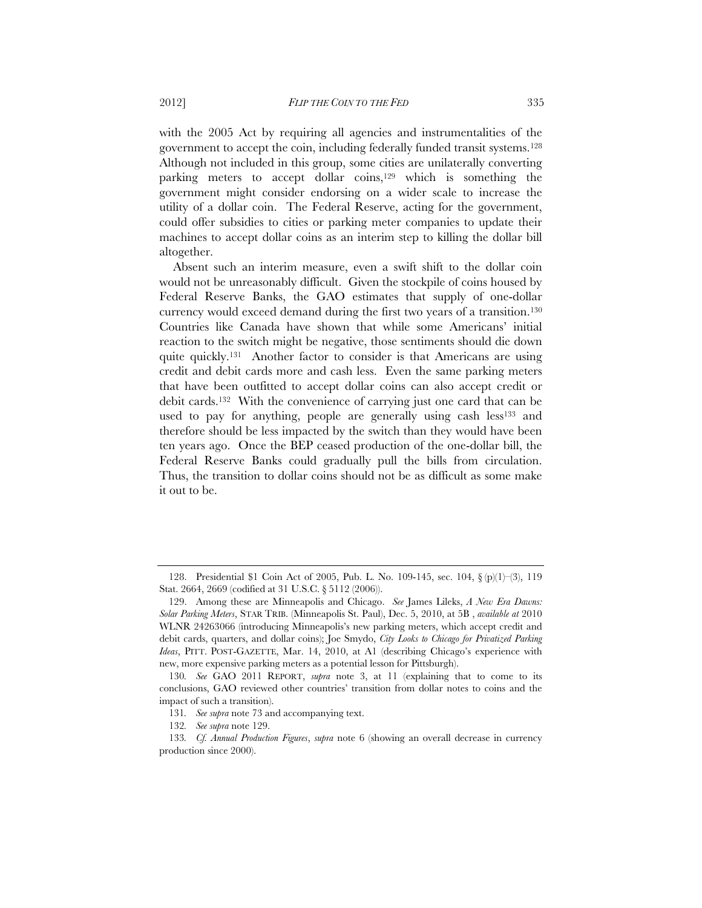with the 2005 Act by requiring all agencies and instrumentalities of the government to accept the coin, including federally funded transit systems.[128] Although not included in this group, some cities are unilaterally converting parking meters to accept dollar coins,[129] which is something the government might consider endorsing on a wider scale to increase the utility of a dollar coin. The Federal Reserve, acting for the government, could offer subsidies to cities or parking meter companies to update their machines to accept dollar coins as an interim step to killing the dollar bill altogether.

Absent such an interim measure, even a swift shift to the dollar coin would not be unreasonably difficult. Given the stockpile of coins housed by Federal Reserve Banks, the GAO estimates that supply of one-dollar currency would exceed demand during the first two years of a transition.[130] Countries like Canada have shown that while some Americans' initial reaction to the switch might be negative, those sentiments should die down quite quickly.[131] Another factor to consider is that Americans are using credit and debit cards more and cash less. Even the same parking meters that have been outfitted to accept dollar coins can also accept credit or debit cards.[132] With the convenience of carrying just one card that can be used to pay for anything, people are generally using cash less[133] and therefore should be less impacted by the switch than they would have been ten years ago. Once the BEP ceased production of the one-dollar bill, the Federal Reserve Banks could gradually pull the bills from circulation. Thus, the transition to dollar coins should not be as difficult as some make it out to be.

---

128. Presidential $1 Coin Act of 2005, Pub. L. No. 109-145, sec. 104, § (p)(1)–(3), 119 Stat. 2664, 2669 (codified at 31 U.S.C. § 5112 (2006)).

129. Among these are Minneapolis and Chicago. *See* James Lileks, *A New Era Dawns: Solar Parking Meters*, STAR TRIB. (Minneapolis St. Paul), Dec. 5, 2010, at 5B , *available at* 2010 WLNR 24263066 (introducing Minneapolis's new parking meters, which accept credit and debit cards, quarters, and dollar coins); Joe Smydo, *City Looks to Chicago for Privatized Parking Ideas*, PITT. POST-GAZETTE, Mar. 14, 2010, at A1 (describing Chicago's experience with new, more expensive parking meters as a potential lesson for Pittsburgh).

130. *See* GAO 2011 REPORT, *supra* note 3, at 11 (explaining that to come to its conclusions, GAO reviewed other countries' transition from dollar notes to coins and the impact of such a transition).

131. *See supra* note 73 and accompanying text.

132. *See supra* note 129.

133. *Cf. Annual Production Figures*, *supra* note 6 (showing an overall decrease in currency production since 2000).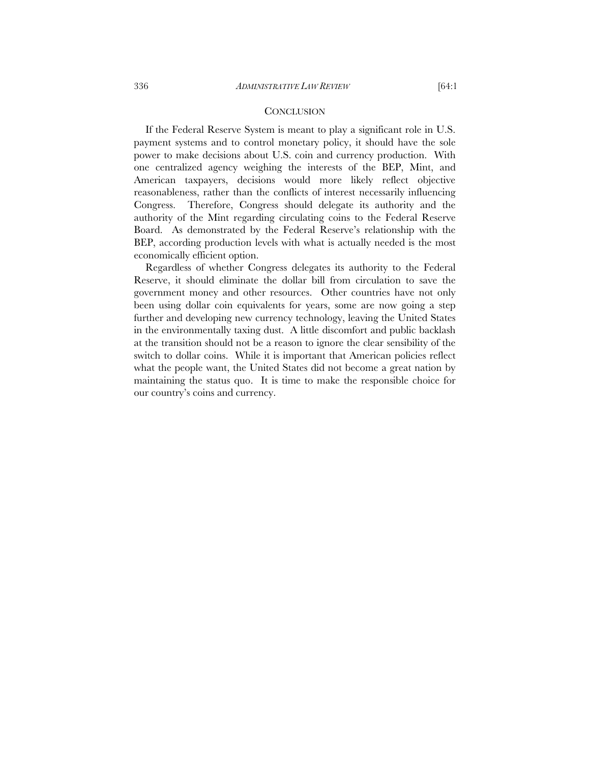## CONCLUSION

If the Federal Reserve System is meant to play a significant role in U.S. payment systems and to control monetary policy, it should have the sole power to make decisions about U.S. coin and currency production. With one centralized agency weighing the interests of the BEP, Mint, and American taxpayers, decisions would more likely reflect objective reasonableness, rather than the conflicts of interest necessarily influencing Congress. Therefore, Congress should delegate its authority and the authority of the Mint regarding circulating coins to the Federal Reserve Board. As demonstrated by the Federal Reserve's relationship with the BEP, according production levels with what is actually needed is the most economically efficient option.

Regardless of whether Congress delegates its authority to the Federal Reserve, it should eliminate the dollar bill from circulation to save the government money and other resources. Other countries have not only been using dollar coin equivalents for years, some are now going a step further and developing new currency technology, leaving the United States in the environmentally taxing dust. A little discomfort and public backlash at the transition should not be a reason to ignore the clear sensibility of the switch to dollar coins. While it is important that American policies reflect what the people want, the United States did not become a great nation by maintaining the status quo. It is time to make the responsible choice for our country's coins and currency.